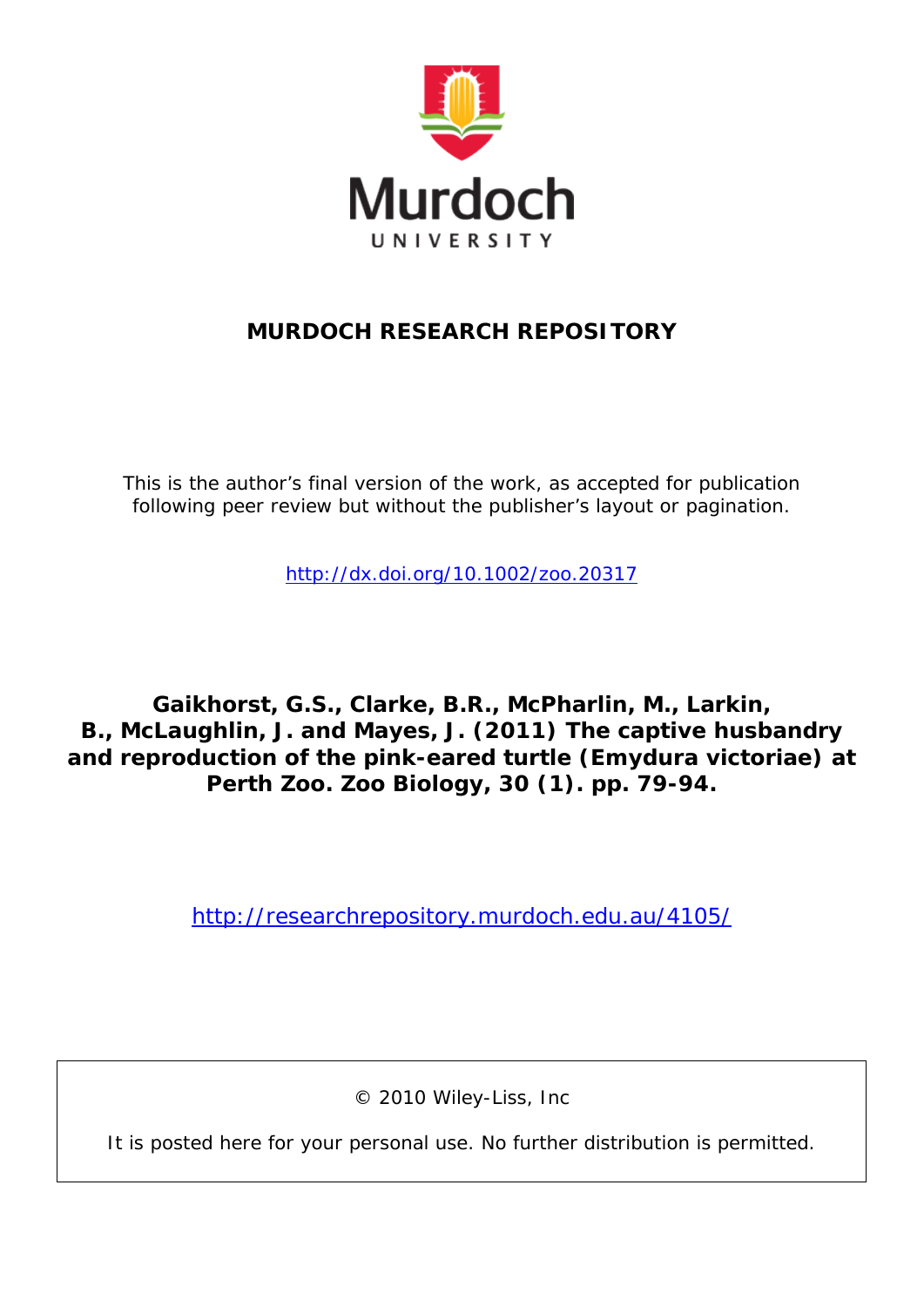Murdoch UNIVERSITY

# MURDOCH RESEARCH REPOSITORY

This is the author's final version of the work, as accepted for publication following peer review but without the publisher's layout or pagination.

http://dx.doi.org/10.1002/zoo.20317

**Gaikhorst, G.S., Clarke, B.R., McPharlin, M., Larkin, B., McLaughlin, J. and Mayes, J. (2011) The captive husbandry and reproduction of the pink-eared turtle (Emydura victoriae) at Perth Zoo. Zoo Biology, 30 (1). pp. 79-94.**

http://researchrepository.murdoch.edu.au/4105/

© 2010 Wiley-Liss, Inc

It is posted here for your personal use. No further distribution is permitted.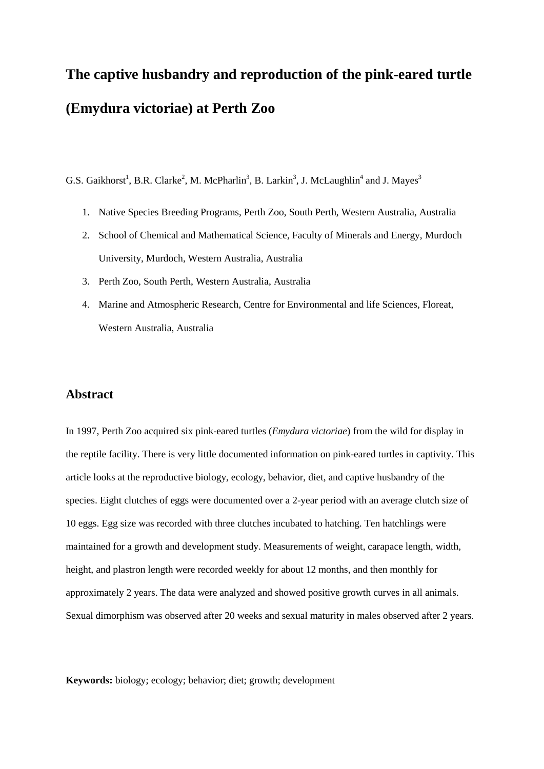# The captive husbandry and reproduction of the pink-eared turtle (Emydura victoriae) at Perth Zoo

G.S. Gaikhorst[1], B.R. Clarke[2], M. McPharlin[3], B. Larkin[3], J. McLaughlin[4] and J. Mayes[3]

1. Native Species Breeding Programs, Perth Zoo, South Perth, Western Australia, Australia
2. School of Chemical and Mathematical Science, Faculty of Minerals and Energy, Murdoch University, Murdoch, Western Australia, Australia
3. Perth Zoo, South Perth, Western Australia, Australia
4. Marine and Atmospheric Research, Centre for Environmental and life Sciences, Floreat, Western Australia, Australia

## Abstract

In 1997, Perth Zoo acquired six pink-eared turtles (*Emydura victoriae*) from the wild for display in the reptile facility. There is very little documented information on pink-eared turtles in captivity. This article looks at the reproductive biology, ecology, behavior, diet, and captive husbandry of the species. Eight clutches of eggs were documented over a 2-year period with an average clutch size of 10 eggs. Egg size was recorded with three clutches incubated to hatching. Ten hatchlings were maintained for a growth and development study. Measurements of weight, carapace length, width, height, and plastron length were recorded weekly for about 12 months, and then monthly for approximately 2 years. The data were analyzed and showed positive growth curves in all animals. Sexual dimorphism was observed after 20 weeks and sexual maturity in males observed after 2 years.

**Keywords:** biology; ecology; behavior; diet; growth; development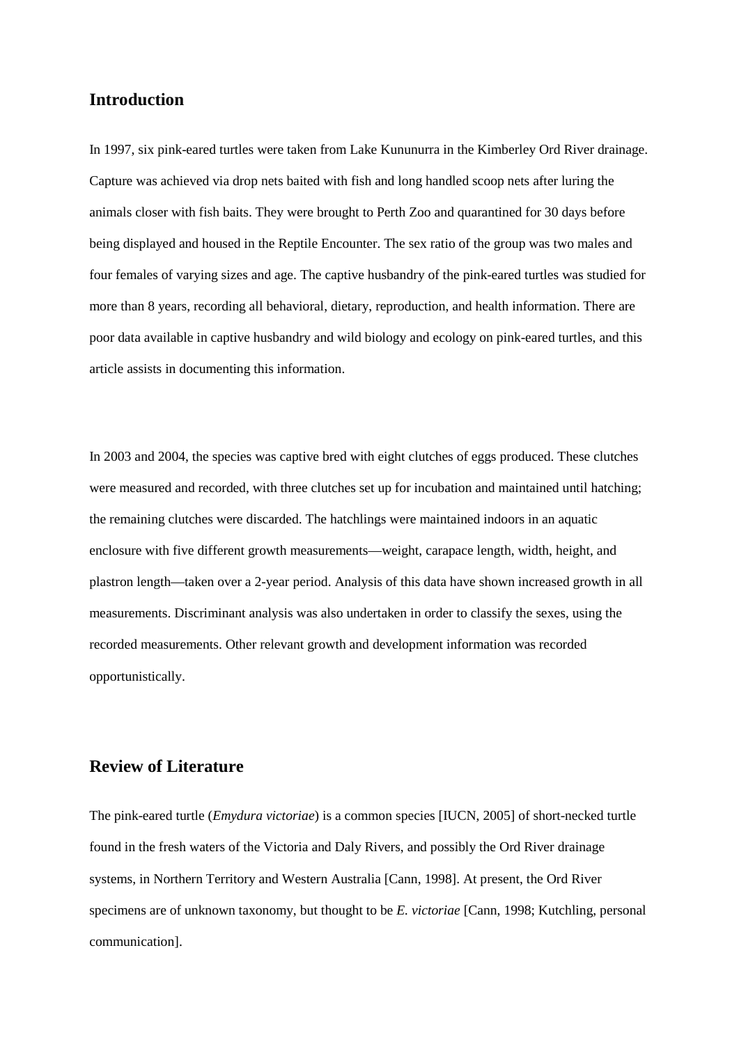## Introduction

In 1997, six pink-eared turtles were taken from Lake Kununurra in the Kimberley Ord River drainage. Capture was achieved via drop nets baited with fish and long handled scoop nets after luring the animals closer with fish baits. They were brought to Perth Zoo and quarantined for 30 days before being displayed and housed in the Reptile Encounter. The sex ratio of the group was two males and four females of varying sizes and age. The captive husbandry of the pink-eared turtles was studied for more than 8 years, recording all behavioral, dietary, reproduction, and health information. There are poor data available in captive husbandry and wild biology and ecology on pink-eared turtles, and this article assists in documenting this information.

In 2003 and 2004, the species was captive bred with eight clutches of eggs produced. These clutches were measured and recorded, with three clutches set up for incubation and maintained until hatching; the remaining clutches were discarded. The hatchlings were maintained indoors in an aquatic enclosure with five different growth measurements—weight, carapace length, width, height, and plastron length—taken over a 2-year period. Analysis of this data have shown increased growth in all measurements. Discriminant analysis was also undertaken in order to classify the sexes, using the recorded measurements. Other relevant growth and development information was recorded opportunistically.

## Review of Literature

The pink-eared turtle (*Emydura victoriae*) is a common species [IUCN, 2005] of short-necked turtle found in the fresh waters of the Victoria and Daly Rivers, and possibly the Ord River drainage systems, in Northern Territory and Western Australia [Cann, 1998]. At present, the Ord River specimens are of unknown taxonomy, but thought to be *E. victoriae* [Cann, 1998; Kutchling, personal communication].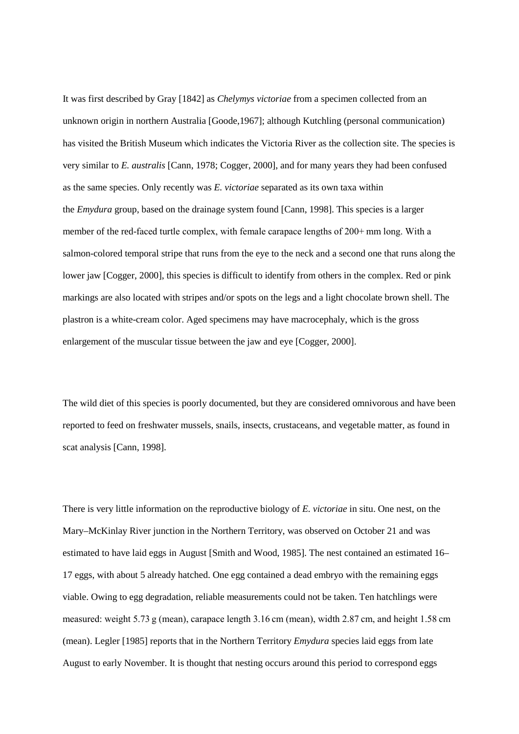It was first described by Gray [1842] as *Chelymys victoriae* from a specimen collected from an unknown origin in northern Australia [Goode,1967]; although Kutchling (personal communication) has visited the British Museum which indicates the Victoria River as the collection site. The species is very similar to *E. australis* [Cann, 1978; Cogger, 2000], and for many years they had been confused as the same species. Only recently was *E. victoriae* separated as its own taxa within the *Emydura* group, based on the drainage system found [Cann, 1998]. This species is a larger member of the red-faced turtle complex, with female carapace lengths of 200+ mm long. With a salmon-colored temporal stripe that runs from the eye to the neck and a second one that runs along the lower jaw [Cogger, 2000], this species is difficult to identify from others in the complex. Red or pink markings are also located with stripes and/or spots on the legs and a light chocolate brown shell. The plastron is a white-cream color. Aged specimens may have macrocephaly, which is the gross enlargement of the muscular tissue between the jaw and eye [Cogger, 2000].

The wild diet of this species is poorly documented, but they are considered omnivorous and have been reported to feed on freshwater mussels, snails, insects, crustaceans, and vegetable matter, as found in scat analysis [Cann, 1998].

There is very little information on the reproductive biology of *E. victoriae* in situ. One nest, on the Mary–McKinlay River junction in the Northern Territory, was observed on October 21 and was estimated to have laid eggs in August [Smith and Wood, 1985]. The nest contained an estimated 16–17 eggs, with about 5 already hatched. One egg contained a dead embryo with the remaining eggs viable. Owing to egg degradation, reliable measurements could not be taken. Ten hatchlings were measured: weight 5.73 g (mean), carapace length 3.16 cm (mean), width 2.87 cm, and height 1.58 cm (mean). Legler [1985] reports that in the Northern Territory *Emydura* species laid eggs from late August to early November. It is thought that nesting occurs around this period to correspond eggs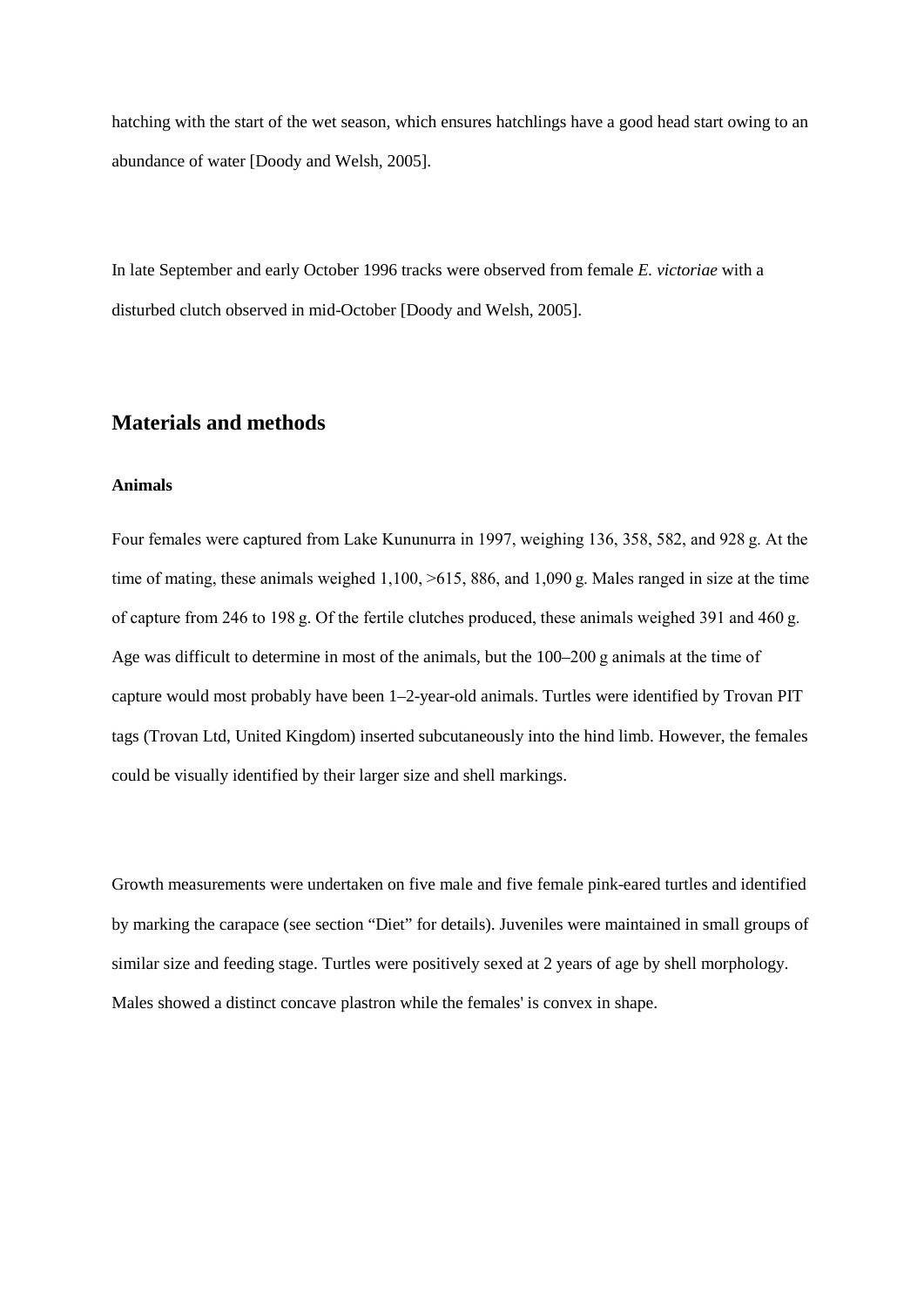hatching with the start of the wet season, which ensures hatchlings have a good head start owing to an abundance of water [Doody and Welsh, 2005].

In late September and early October 1996 tracks were observed from female *E. victoriae* with a disturbed clutch observed in mid-October [Doody and Welsh, 2005].

## Materials and methods

### Animals

Four females were captured from Lake Kununurra in 1997, weighing 136, 358, 582, and 928 g. At the time of mating, these animals weighed 1,100, >615, 886, and 1,090 g. Males ranged in size at the time of capture from 246 to 198 g. Of the fertile clutches produced, these animals weighed 391 and 460 g. Age was difficult to determine in most of the animals, but the 100–200 g animals at the time of capture would most probably have been 1–2-year-old animals. Turtles were identified by Trovan PIT tags (Trovan Ltd, United Kingdom) inserted subcutaneously into the hind limb. However, the females could be visually identified by their larger size and shell markings.

Growth measurements were undertaken on five male and five female pink-eared turtles and identified by marking the carapace (see section "Diet" for details). Juveniles were maintained in small groups of similar size and feeding stage. Turtles were positively sexed at 2 years of age by shell morphology. Males showed a distinct concave plastron while the females' is convex in shape.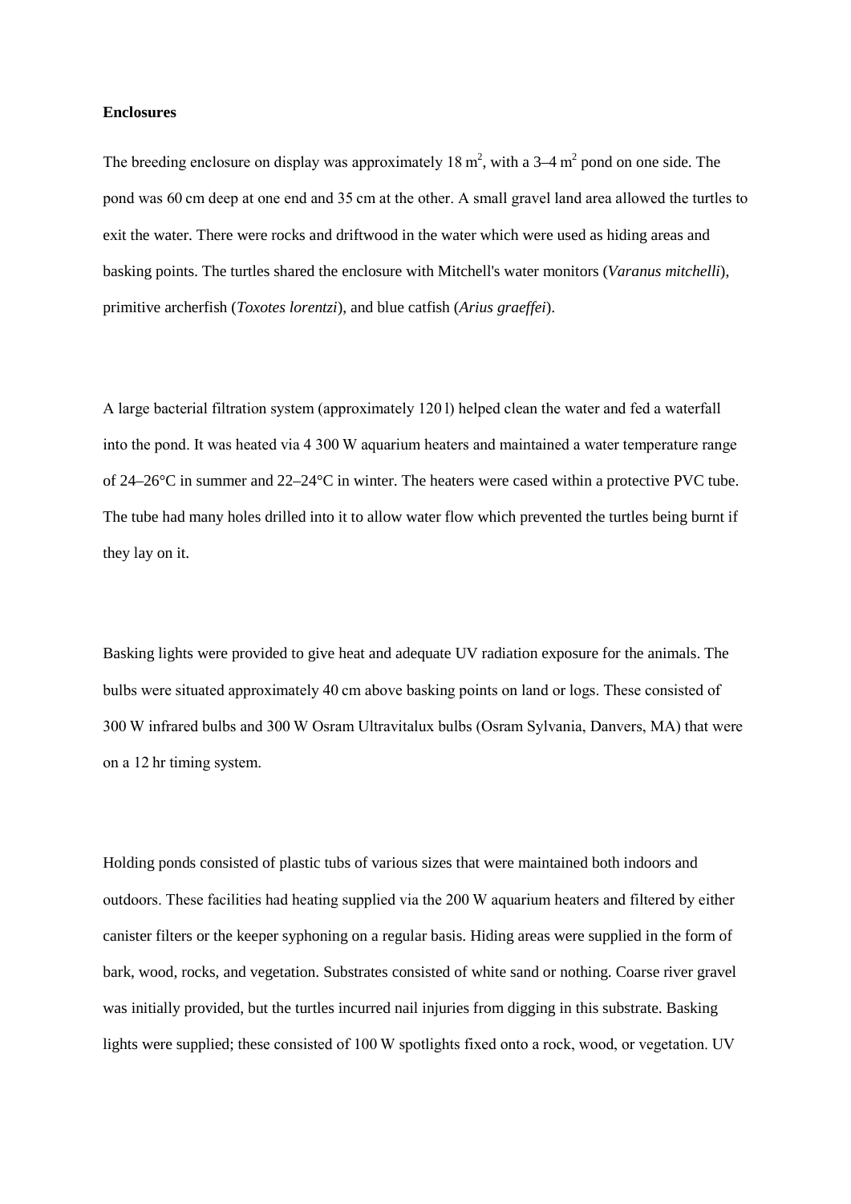**Enclosures**

The breeding enclosure on display was approximately 18 $m^2$, with a 3–4 $m^2$ pond on one side. The pond was 60 cm deep at one end and 35 cm at the other. A small gravel land area allowed the turtles to exit the water. There were rocks and driftwood in the water which were used as hiding areas and basking points. The turtles shared the enclosure with Mitchell's water monitors (*Varanus mitchelli*), primitive archerfish (*Toxotes lorentzi*), and blue catfish (*Arius graeffei*).

A large bacterial filtration system (approximately 120 l) helped clean the water and fed a waterfall into the pond. It was heated via 4 300 W aquarium heaters and maintained a water temperature range of 24–26°C in summer and 22–24°C in winter. The heaters were cased within a protective PVC tube. The tube had many holes drilled into it to allow water flow which prevented the turtles being burnt if they lay on it.

Basking lights were provided to give heat and adequate UV radiation exposure for the animals. The bulbs were situated approximately 40 cm above basking points on land or logs. These consisted of 300 W infrared bulbs and 300 W Osram Ultravitalux bulbs (Osram Sylvania, Danvers, MA) that were on a 12 hr timing system.

Holding ponds consisted of plastic tubs of various sizes that were maintained both indoors and outdoors. These facilities had heating supplied via the 200 W aquarium heaters and filtered by either canister filters or the keeper syphoning on a regular basis. Hiding areas were supplied in the form of bark, wood, rocks, and vegetation. Substrates consisted of white sand or nothing. Coarse river gravel was initially provided, but the turtles incurred nail injuries from digging in this substrate. Basking lights were supplied; these consisted of 100 W spotlights fixed onto a rock, wood, or vegetation. UV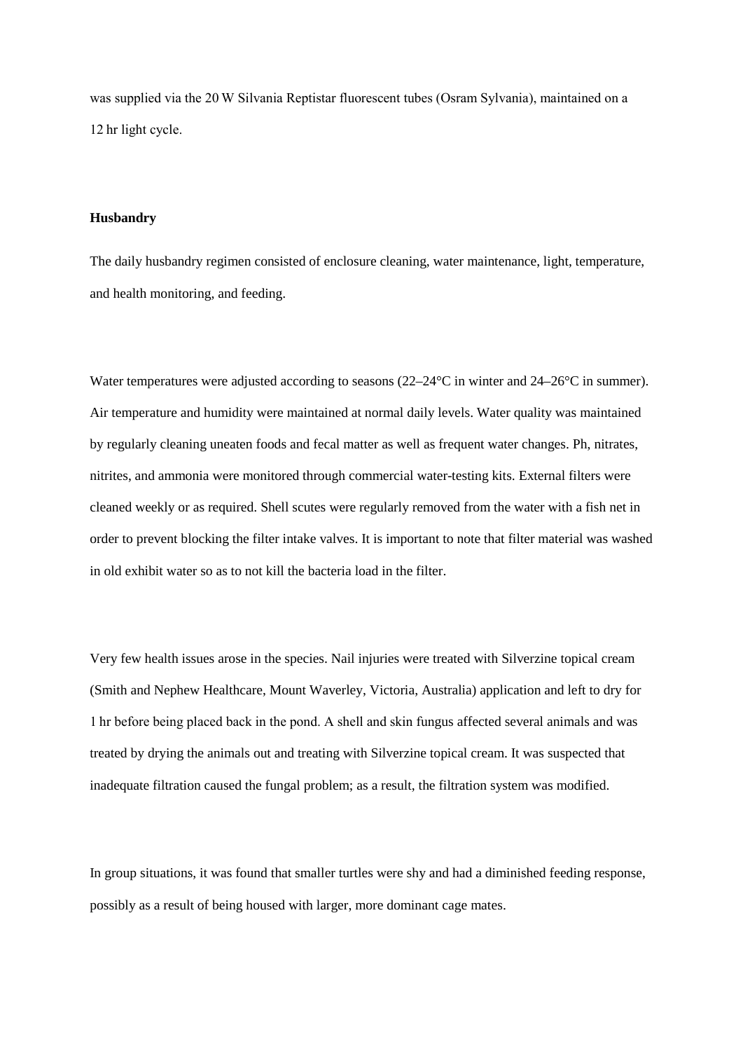was supplied via the 20 W Silvania Reptistar fluorescent tubes (Osram Sylvania), maintained on a 12 hr light cycle.

### Husbandry

The daily husbandry regimen consisted of enclosure cleaning, water maintenance, light, temperature, and health monitoring, and feeding.

Water temperatures were adjusted according to seasons (22–24°C in winter and 24–26°C in summer). Air temperature and humidity were maintained at normal daily levels. Water quality was maintained by regularly cleaning uneaten foods and fecal matter as well as frequent water changes. Ph, nitrates, nitrites, and ammonia were monitored through commercial water-testing kits. External filters were cleaned weekly or as required. Shell scutes were regularly removed from the water with a fish net in order to prevent blocking the filter intake valves. It is important to note that filter material was washed in old exhibit water so as to not kill the bacteria load in the filter.

Very few health issues arose in the species. Nail injuries were treated with Silverzine topical cream (Smith and Nephew Healthcare, Mount Waverley, Victoria, Australia) application and left to dry for 1 hr before being placed back in the pond. A shell and skin fungus affected several animals and was treated by drying the animals out and treating with Silverzine topical cream. It was suspected that inadequate filtration caused the fungal problem; as a result, the filtration system was modified.

In group situations, it was found that smaller turtles were shy and had a diminished feeding response, possibly as a result of being housed with larger, more dominant cage mates.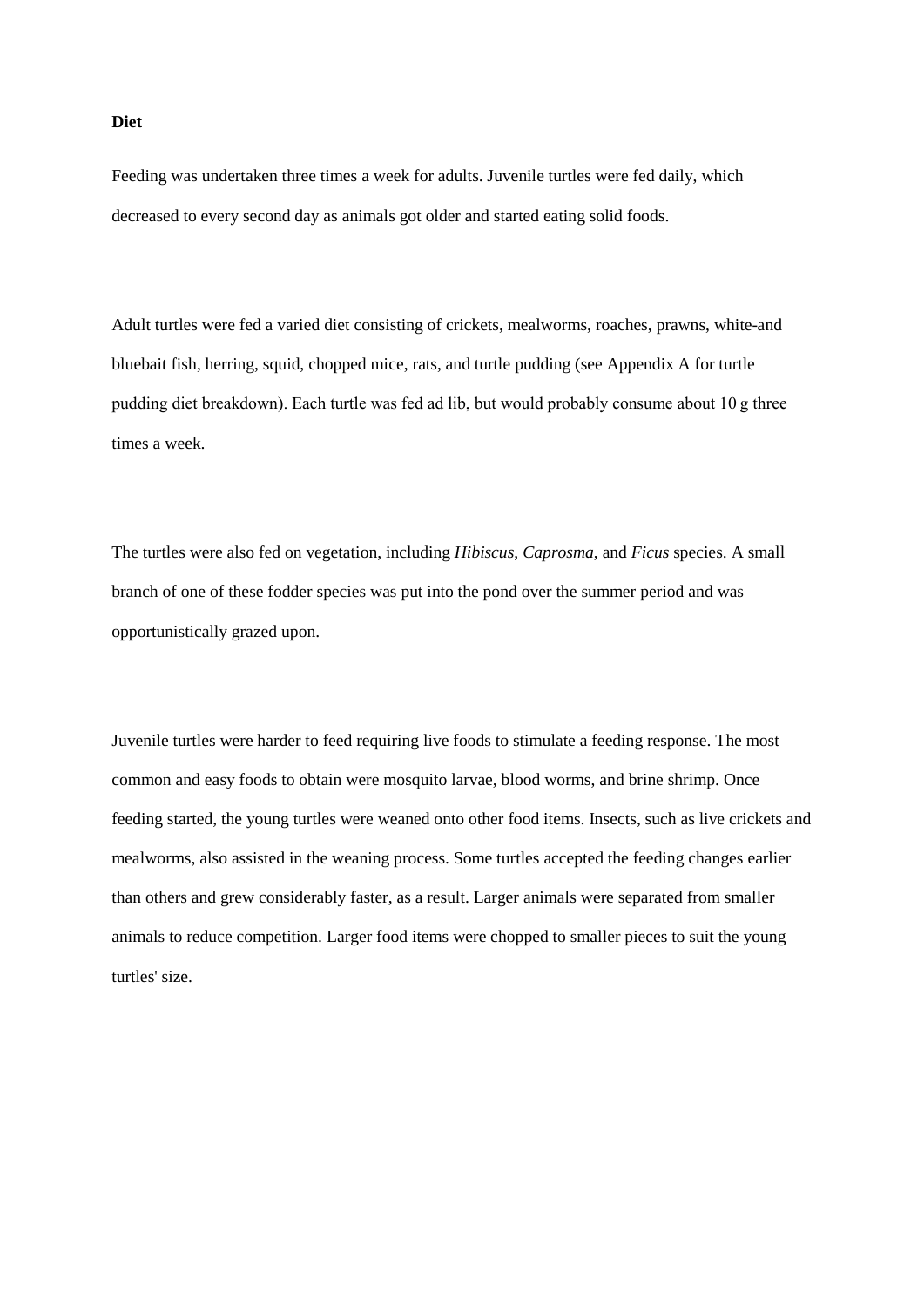**Diet**

Feeding was undertaken three times a week for adults. Juvenile turtles were fed daily, which decreased to every second day as animals got older and started eating solid foods.

Adult turtles were fed a varied diet consisting of crickets, mealworms, roaches, prawns, white-and bluebait fish, herring, squid, chopped mice, rats, and turtle pudding (see Appendix A for turtle pudding diet breakdown). Each turtle was fed ad lib, but would probably consume about 10 g three times a week.

The turtles were also fed on vegetation, including *Hibiscus*, *Caprosma*, and *Ficus* species. A small branch of one of these fodder species was put into the pond over the summer period and was opportunistically grazed upon.

Juvenile turtles were harder to feed requiring live foods to stimulate a feeding response. The most common and easy foods to obtain were mosquito larvae, blood worms, and brine shrimp. Once feeding started, the young turtles were weaned onto other food items. Insects, such as live crickets and mealworms, also assisted in the weaning process. Some turtles accepted the feeding changes earlier than others and grew considerably faster, as a result. Larger animals were separated from smaller animals to reduce competition. Larger food items were chopped to smaller pieces to suit the young turtles' size.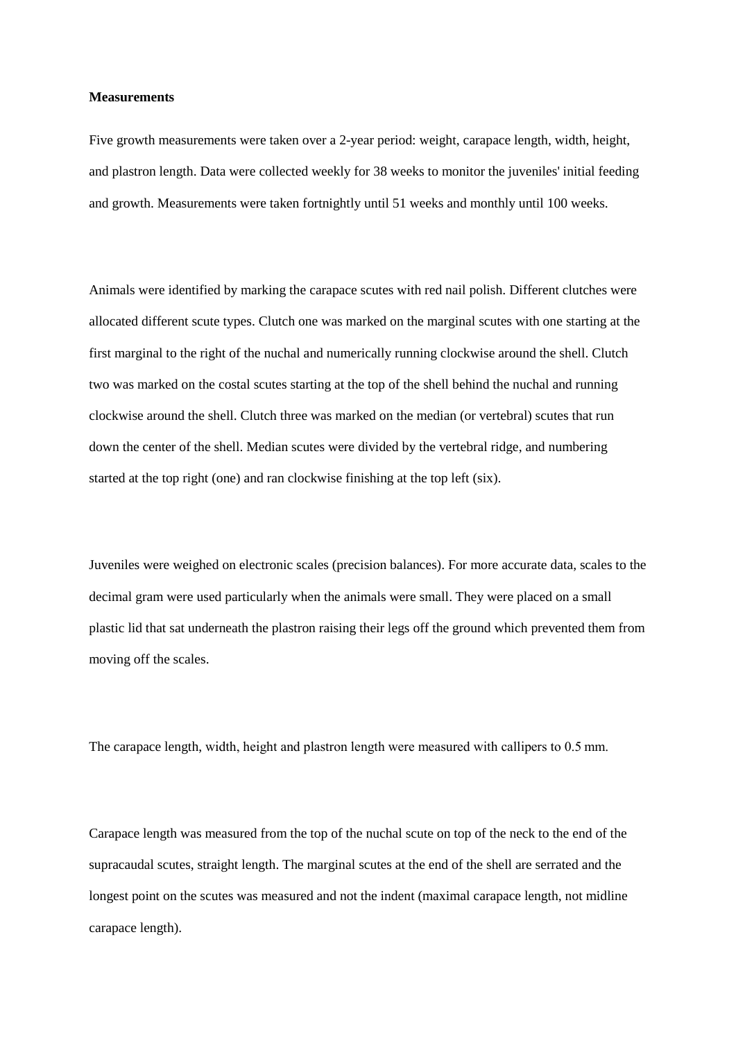**Measurements**

Five growth measurements were taken over a 2-year period: weight, carapace length, width, height, and plastron length. Data were collected weekly for 38 weeks to monitor the juveniles' initial feeding and growth. Measurements were taken fortnightly until 51 weeks and monthly until 100 weeks.

Animals were identified by marking the carapace scutes with red nail polish. Different clutches were allocated different scute types. Clutch one was marked on the marginal scutes with one starting at the first marginal to the right of the nuchal and numerically running clockwise around the shell. Clutch two was marked on the costal scutes starting at the top of the shell behind the nuchal and running clockwise around the shell. Clutch three was marked on the median (or vertebral) scutes that run down the center of the shell. Median scutes were divided by the vertebral ridge, and numbering started at the top right (one) and ran clockwise finishing at the top left (six).

Juveniles were weighed on electronic scales (precision balances). For more accurate data, scales to the decimal gram were used particularly when the animals were small. They were placed on a small plastic lid that sat underneath the plastron raising their legs off the ground which prevented them from moving off the scales.

The carapace length, width, height and plastron length were measured with callipers to 0.5 mm.

Carapace length was measured from the top of the nuchal scute on top of the neck to the end of the supracaudal scutes, straight length. The marginal scutes at the end of the shell are serrated and the longest point on the scutes was measured and not the indent (maximal carapace length, not midline carapace length).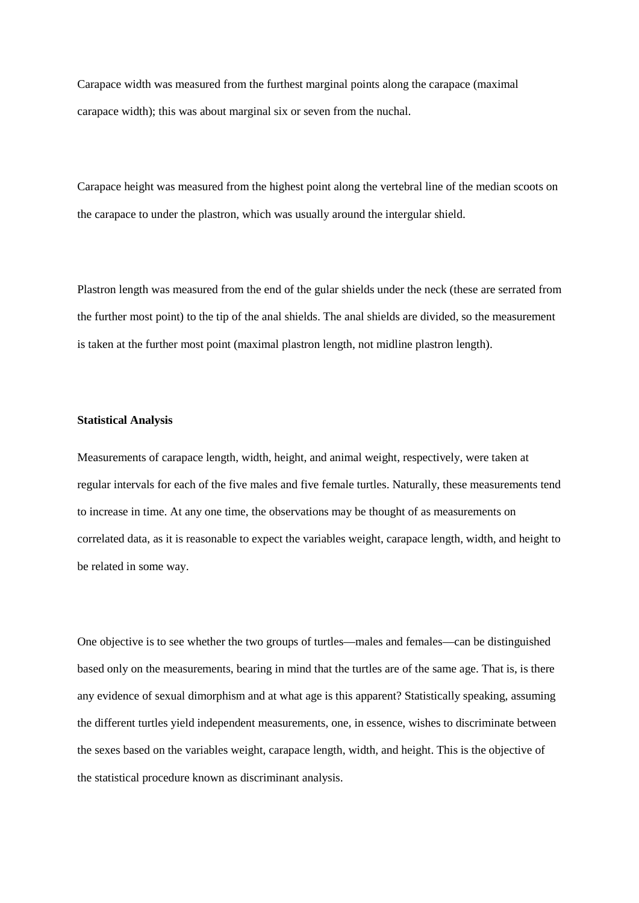Carapace width was measured from the furthest marginal points along the carapace (maximal carapace width); this was about marginal six or seven from the nuchal.

Carapace height was measured from the highest point along the vertebral line of the median scoots on the carapace to under the plastron, which was usually around the intergular shield.

Plastron length was measured from the end of the gular shields under the neck (these are serrated from the further most point) to the tip of the anal shields. The anal shields are divided, so the measurement is taken at the further most point (maximal plastron length, not midline plastron length).

**Statistical Analysis**

Measurements of carapace length, width, height, and animal weight, respectively, were taken at regular intervals for each of the five males and five female turtles. Naturally, these measurements tend to increase in time. At any one time, the observations may be thought of as measurements on correlated data, as it is reasonable to expect the variables weight, carapace length, width, and height to be related in some way.

One objective is to see whether the two groups of turtles—males and females—can be distinguished based only on the measurements, bearing in mind that the turtles are of the same age. That is, is there any evidence of sexual dimorphism and at what age is this apparent? Statistically speaking, assuming the different turtles yield independent measurements, one, in essence, wishes to discriminate between the sexes based on the variables weight, carapace length, width, and height. This is the objective of the statistical procedure known as discriminant analysis.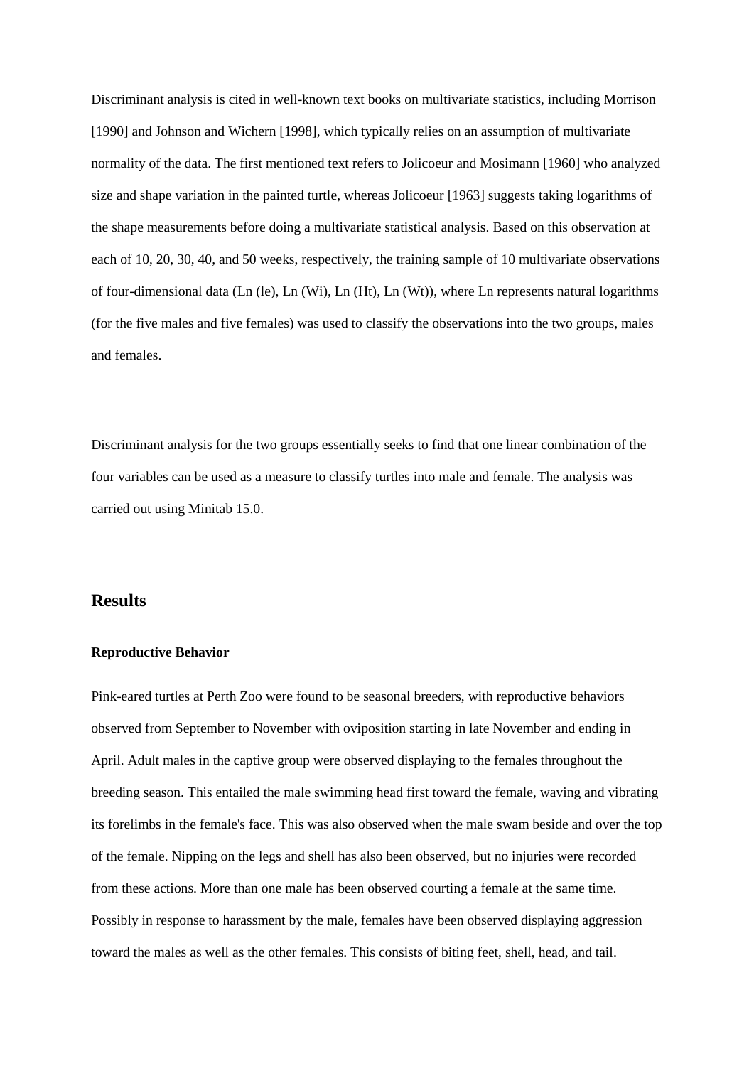Discriminant analysis is cited in well-known text books on multivariate statistics, including Morrison [1990] and Johnson and Wichern [1998], which typically relies on an assumption of multivariate normality of the data. The first mentioned text refers to Jolicoeur and Mosimann [1960] who analyzed size and shape variation in the painted turtle, whereas Jolicoeur [1963] suggests taking logarithms of the shape measurements before doing a multivariate statistical analysis. Based on this observation at each of 10, 20, 30, 40, and 50 weeks, respectively, the training sample of 10 multivariate observations of four-dimensional data (Ln (le), Ln (Wi), Ln (Ht), Ln (Wt)), where Ln represents natural logarithms (for the five males and five females) was used to classify the observations into the two groups, males and females.

Discriminant analysis for the two groups essentially seeks to find that one linear combination of the four variables can be used as a measure to classify turtles into male and female. The analysis was carried out using Minitab 15.0.

## Results

### Reproductive Behavior

Pink-eared turtles at Perth Zoo were found to be seasonal breeders, with reproductive behaviors observed from September to November with oviposition starting in late November and ending in April. Adult males in the captive group were observed displaying to the females throughout the breeding season. This entailed the male swimming head first toward the female, waving and vibrating its forelimbs in the female's face. This was also observed when the male swam beside and over the top of the female. Nipping on the legs and shell has also been observed, but no injuries were recorded from these actions. More than one male has been observed courting a female at the same time. Possibly in response to harassment by the male, females have been observed displaying aggression toward the males as well as the other females. This consists of biting feet, shell, head, and tail.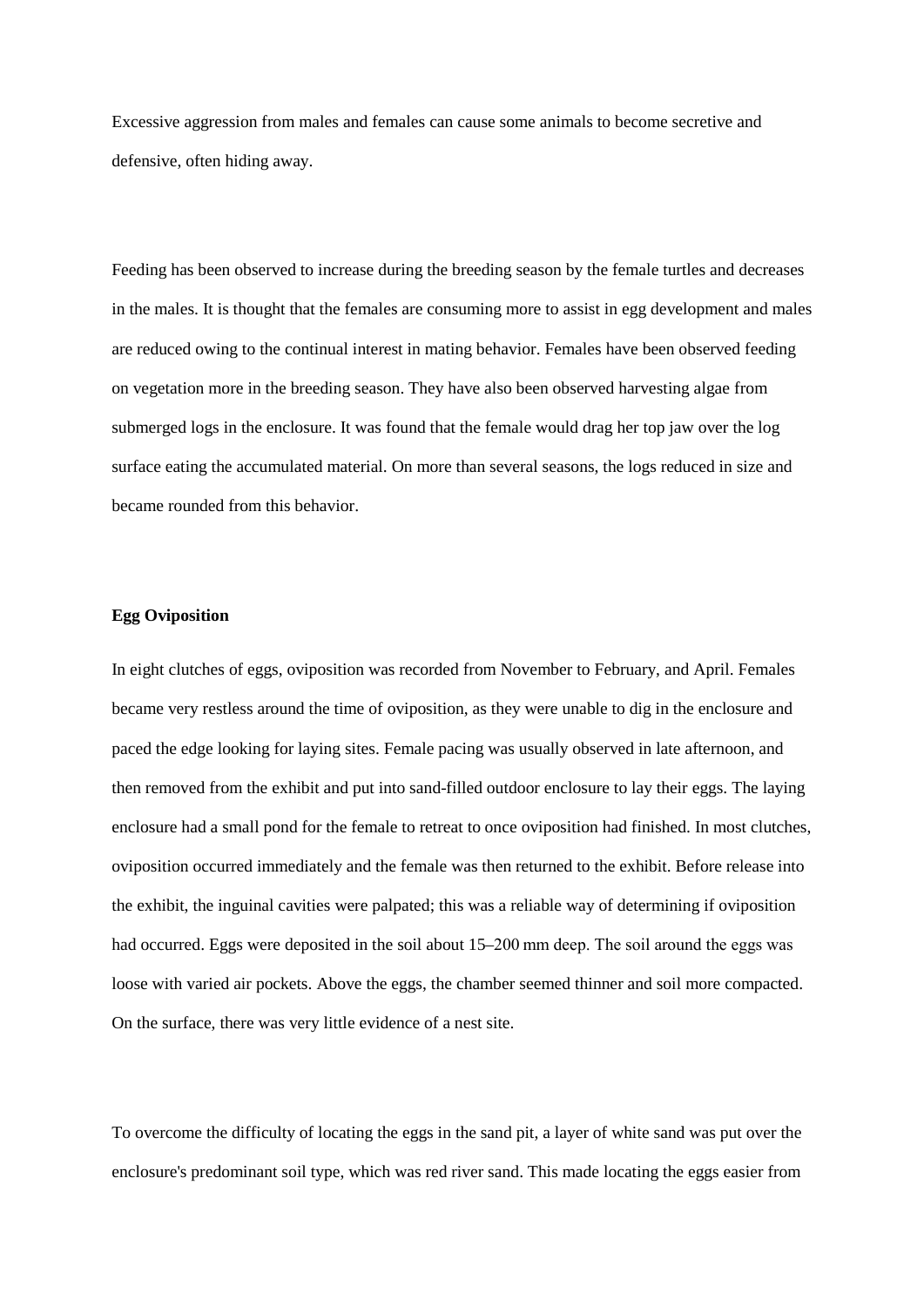Excessive aggression from males and females can cause some animals to become secretive and defensive, often hiding away.

Feeding has been observed to increase during the breeding season by the female turtles and decreases in the males. It is thought that the females are consuming more to assist in egg development and males are reduced owing to the continual interest in mating behavior. Females have been observed feeding on vegetation more in the breeding season. They have also been observed harvesting algae from submerged logs in the enclosure. It was found that the female would drag her top jaw over the log surface eating the accumulated material. On more than several seasons, the logs reduced in size and became rounded from this behavior.

**Egg Oviposition**

In eight clutches of eggs, oviposition was recorded from November to February, and April. Females became very restless around the time of oviposition, as they were unable to dig in the enclosure and paced the edge looking for laying sites. Female pacing was usually observed in late afternoon, and then removed from the exhibit and put into sand-filled outdoor enclosure to lay their eggs. The laying enclosure had a small pond for the female to retreat to once oviposition had finished. In most clutches, oviposition occurred immediately and the female was then returned to the exhibit. Before release into the exhibit, the inguinal cavities were palpated; this was a reliable way of determining if oviposition had occurred. Eggs were deposited in the soil about 15–200 mm deep. The soil around the eggs was loose with varied air pockets. Above the eggs, the chamber seemed thinner and soil more compacted. On the surface, there was very little evidence of a nest site.

To overcome the difficulty of locating the eggs in the sand pit, a layer of white sand was put over the enclosure's predominant soil type, which was red river sand. This made locating the eggs easier from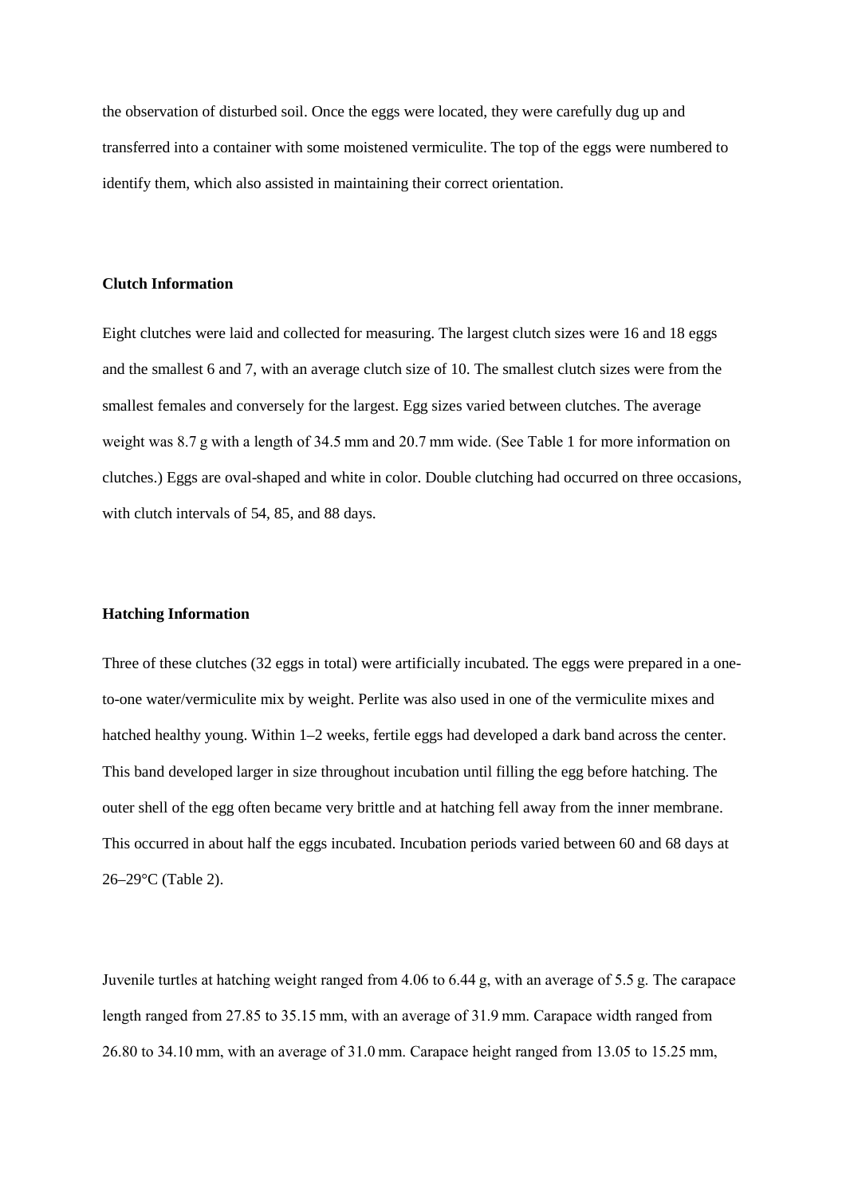the observation of disturbed soil. Once the eggs were located, they were carefully dug up and transferred into a container with some moistened vermiculite. The top of the eggs were numbered to identify them, which also assisted in maintaining their correct orientation.

**Clutch Information**

Eight clutches were laid and collected for measuring. The largest clutch sizes were 16 and 18 eggs and the smallest 6 and 7, with an average clutch size of 10. The smallest clutch sizes were from the smallest females and conversely for the largest. Egg sizes varied between clutches. The average weight was 8.7 g with a length of 34.5 mm and 20.7 mm wide. (See Table 1 for more information on clutches.) Eggs are oval-shaped and white in color. Double clutching had occurred on three occasions, with clutch intervals of 54, 85, and 88 days.

**Hatching Information**

Three of these clutches (32 eggs in total) were artificially incubated. The eggs were prepared in a one-to-one water/vermiculite mix by weight. Perlite was also used in one of the vermiculite mixes and hatched healthy young. Within 1–2 weeks, fertile eggs had developed a dark band across the center. This band developed larger in size throughout incubation until filling the egg before hatching. The outer shell of the egg often became very brittle and at hatching fell away from the inner membrane. This occurred in about half the eggs incubated. Incubation periods varied between 60 and 68 days at 26–29°C (Table 2).

Juvenile turtles at hatching weight ranged from 4.06 to 6.44 g, with an average of 5.5 g. The carapace length ranged from 27.85 to 35.15 mm, with an average of 31.9 mm. Carapace width ranged from 26.80 to 34.10 mm, with an average of 31.0 mm. Carapace height ranged from 13.05 to 15.25 mm,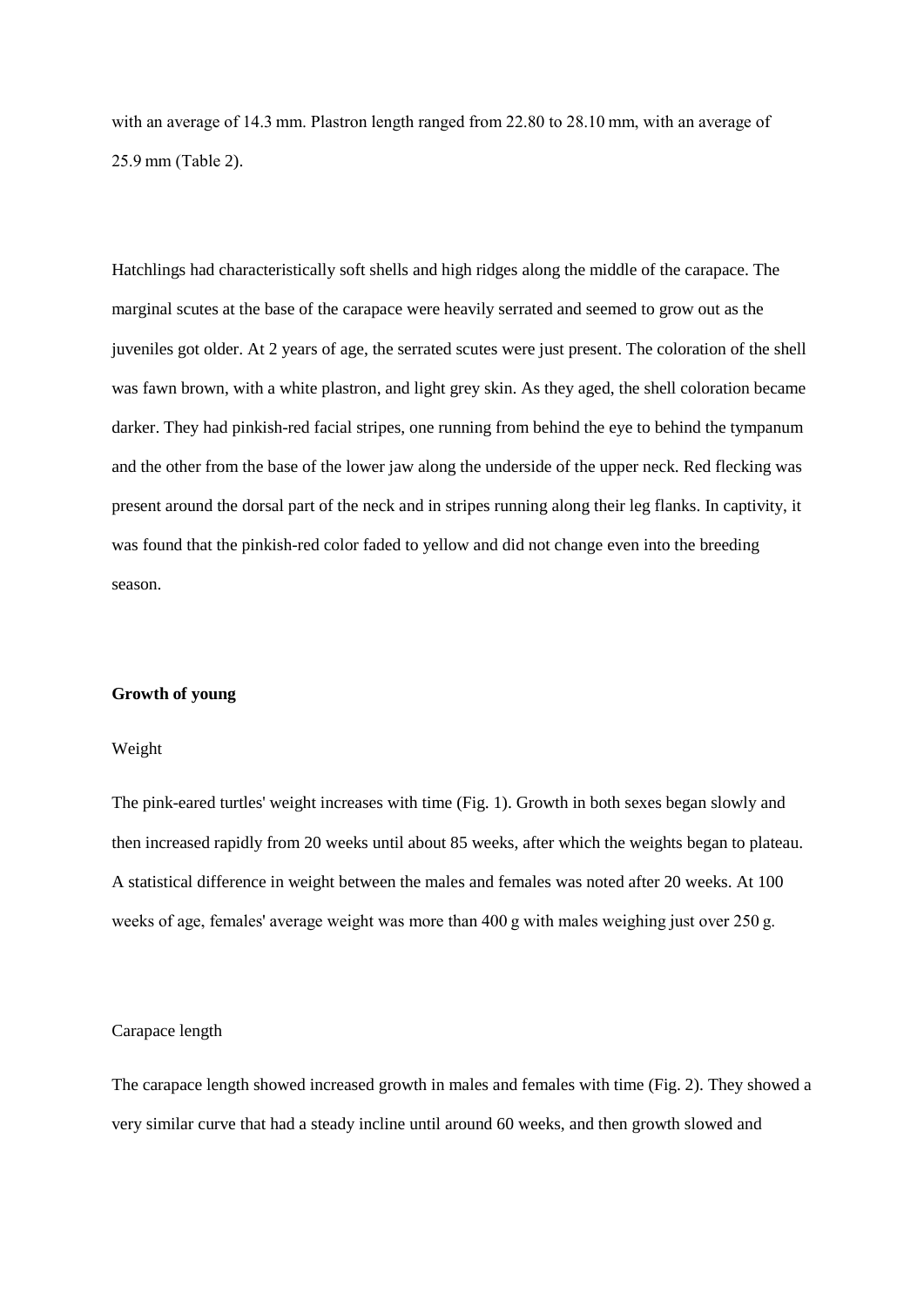with an average of 14.3 mm. Plastron length ranged from 22.80 to 28.10 mm, with an average of 25.9 mm (Table 2).

Hatchlings had characteristically soft shells and high ridges along the middle of the carapace. The marginal scutes at the base of the carapace were heavily serrated and seemed to grow out as the juveniles got older. At 2 years of age, the serrated scutes were just present. The coloration of the shell was fawn brown, with a white plastron, and light grey skin. As they aged, the shell coloration became darker. They had pinkish-red facial stripes, one running from behind the eye to behind the tympanum and the other from the base of the lower jaw along the underside of the upper neck. Red flecking was present around the dorsal part of the neck and in stripes running along their leg flanks. In captivity, it was found that the pinkish-red color faded to yellow and did not change even into the breeding season.

**Growth of young**

Weight

The pink-eared turtles' weight increases with time (Fig. 1). Growth in both sexes began slowly and then increased rapidly from 20 weeks until about 85 weeks, after which the weights began to plateau. A statistical difference in weight between the males and females was noted after 20 weeks. At 100 weeks of age, females' average weight was more than 400 g with males weighing just over 250 g.

Carapace length

The carapace length showed increased growth in males and females with time (Fig. 2). They showed a very similar curve that had a steady incline until around 60 weeks, and then growth slowed and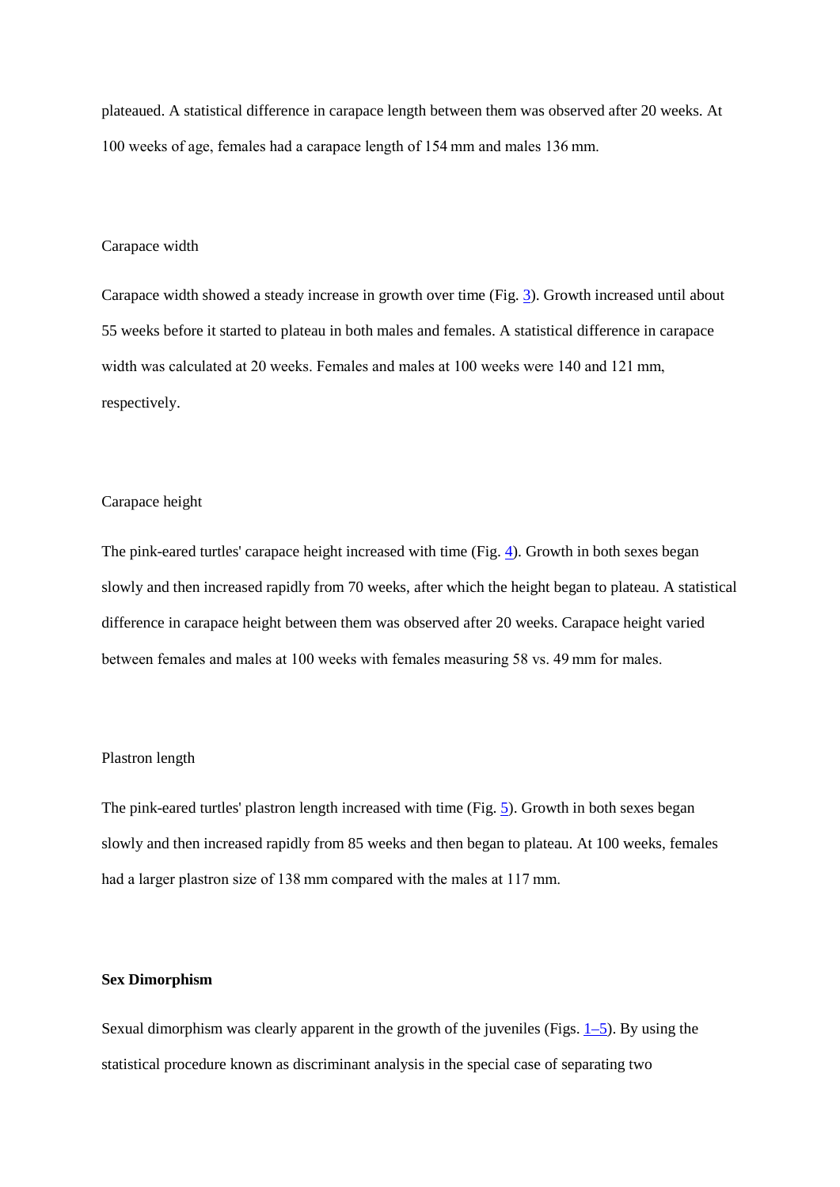plateaued. A statistical difference in carapace length between them was observed after 20 weeks. At 100 weeks of age, females had a carapace length of 154 mm and males 136 mm.

### Carapace width

Carapace width showed a steady increase in growth over time (Fig. 3). Growth increased until about 55 weeks before it started to plateau in both males and females. A statistical difference in carapace width was calculated at 20 weeks. Females and males at 100 weeks were 140 and 121 mm, respectively.

### Carapace height

The pink-eared turtles' carapace height increased with time (Fig. 4). Growth in both sexes began slowly and then increased rapidly from 70 weeks, after which the height began to plateau. A statistical difference in carapace height between them was observed after 20 weeks. Carapace height varied between females and males at 100 weeks with females measuring 58 vs. 49 mm for males.

### Plastron length

The pink-eared turtles' plastron length increased with time (Fig. 5). Growth in both sexes began slowly and then increased rapidly from 85 weeks and then began to plateau. At 100 weeks, females had a larger plastron size of 138 mm compared with the males at 117 mm.

## Sex Dimorphism

Sexual dimorphism was clearly apparent in the growth of the juveniles (Figs. 1–5). By using the statistical procedure known as discriminant analysis in the special case of separating two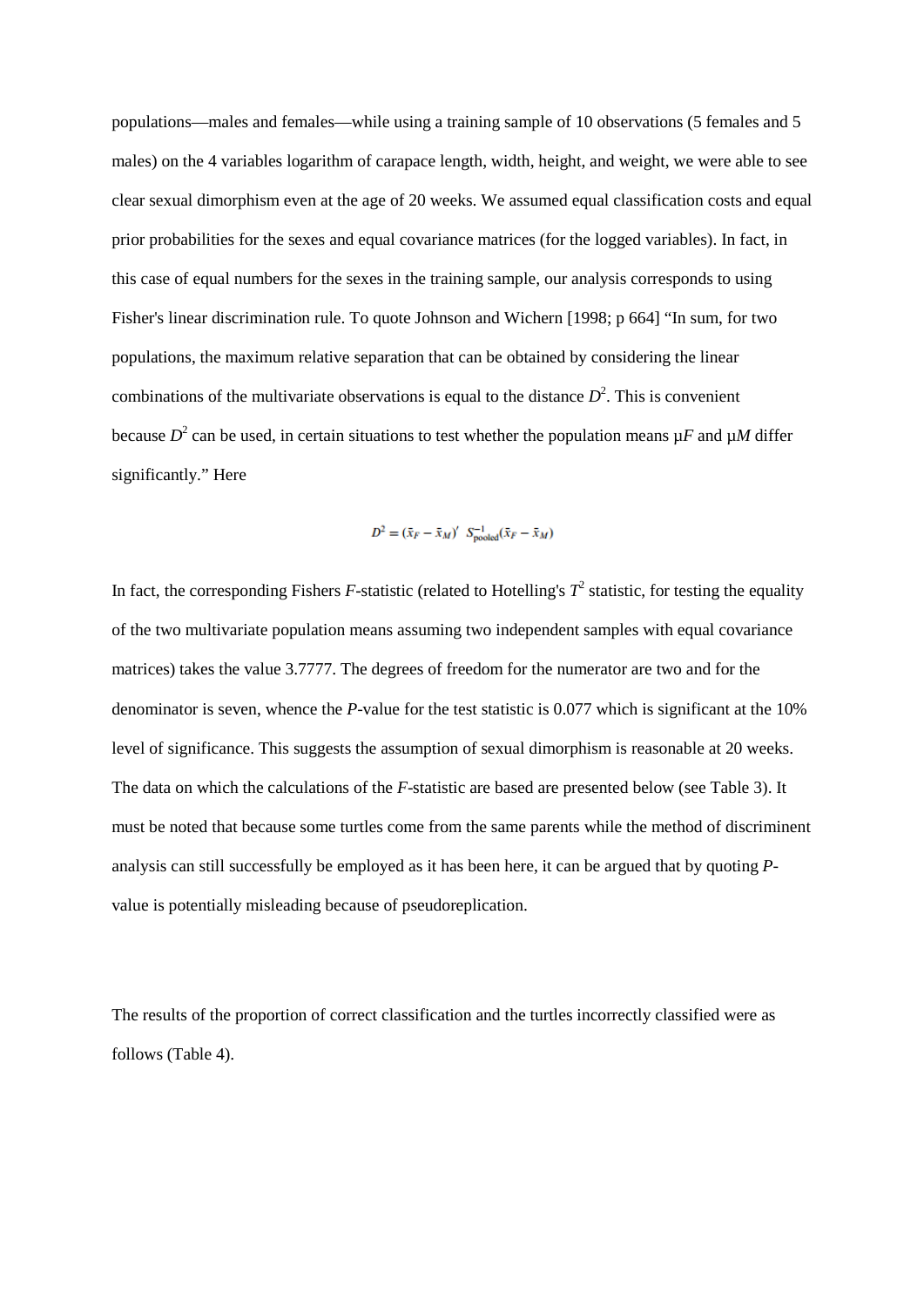populations—males and females—while using a training sample of 10 observations (5 females and 5 males) on the 4 variables logarithm of carapace length, width, height, and weight, we were able to see clear sexual dimorphism even at the age of 20 weeks. We assumed equal classification costs and equal prior probabilities for the sexes and equal covariance matrices (for the logged variables). In fact, in this case of equal numbers for the sexes in the training sample, our analysis corresponds to using Fisher's linear discrimination rule. To quote Johnson and Wichern [1998; p 664] "In sum, for two populations, the maximum relative separation that can be obtained by considering the linear combinations of the multivariate observations is equal to the distance $D^2$. This is convenient because $D^2$ can be used, in certain situations to test whether the population means $\mu F$ and $\mu M$ differ significantly." Here

$$D^2 = (\bar{x}_F - \bar{x}_M)' \ S_{\text{pooled}}^{-1}(\bar{x}_F - \bar{x}_M)$$

In fact, the corresponding Fishers *F*-statistic (related to Hotelling's $T^2$ statistic, for testing the equality of the two multivariate population means assuming two independent samples with equal covariance matrices) takes the value 3.7777. The degrees of freedom for the numerator are two and for the denominator is seven, whence the *P*-value for the test statistic is 0.077 which is significant at the 10% level of significance. This suggests the assumption of sexual dimorphism is reasonable at 20 weeks. The data on which the calculations of the *F*-statistic are based are presented below (see Table 3). It must be noted that because some turtles come from the same parents while the method of discriminent analysis can still successfully be employed as it has been here, it can be argued that by quoting *P*-value is potentially misleading because of pseudoreplication.

The results of the proportion of correct classification and the turtles incorrectly classified were as follows (Table 4).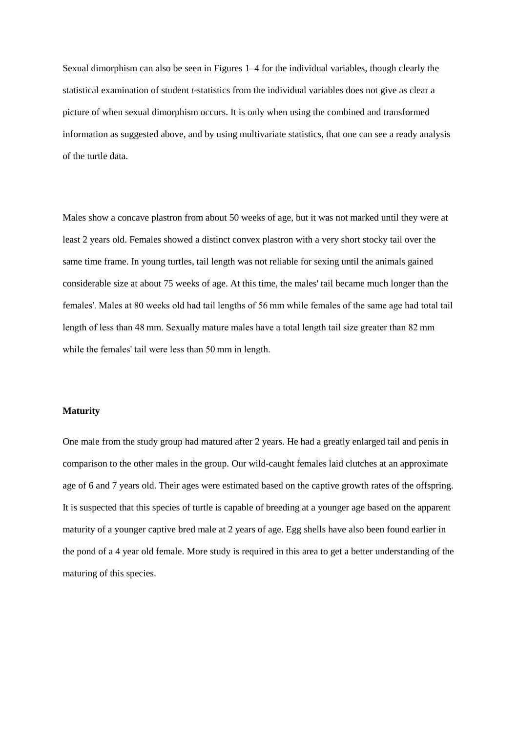Sexual dimorphism can also be seen in Figures 1–4 for the individual variables, though clearly the statistical examination of student *t*-statistics from the individual variables does not give as clear a picture of when sexual dimorphism occurs. It is only when using the combined and transformed information as suggested above, and by using multivariate statistics, that one can see a ready analysis of the turtle data.

Males show a concave plastron from about 50 weeks of age, but it was not marked until they were at least 2 years old. Females showed a distinct convex plastron with a very short stocky tail over the same time frame. In young turtles, tail length was not reliable for sexing until the animals gained considerable size at about 75 weeks of age. At this time, the males' tail became much longer than the females'. Males at 80 weeks old had tail lengths of 56 mm while females of the same age had total tail length of less than 48 mm. Sexually mature males have a total length tail size greater than 82 mm while the females' tail were less than 50 mm in length.

**Maturity**

One male from the study group had matured after 2 years. He had a greatly enlarged tail and penis in comparison to the other males in the group. Our wild-caught females laid clutches at an approximate age of 6 and 7 years old. Their ages were estimated based on the captive growth rates of the offspring. It is suspected that this species of turtle is capable of breeding at a younger age based on the apparent maturity of a younger captive bred male at 2 years of age. Egg shells have also been found earlier in the pond of a 4 year old female. More study is required in this area to get a better understanding of the maturing of this species.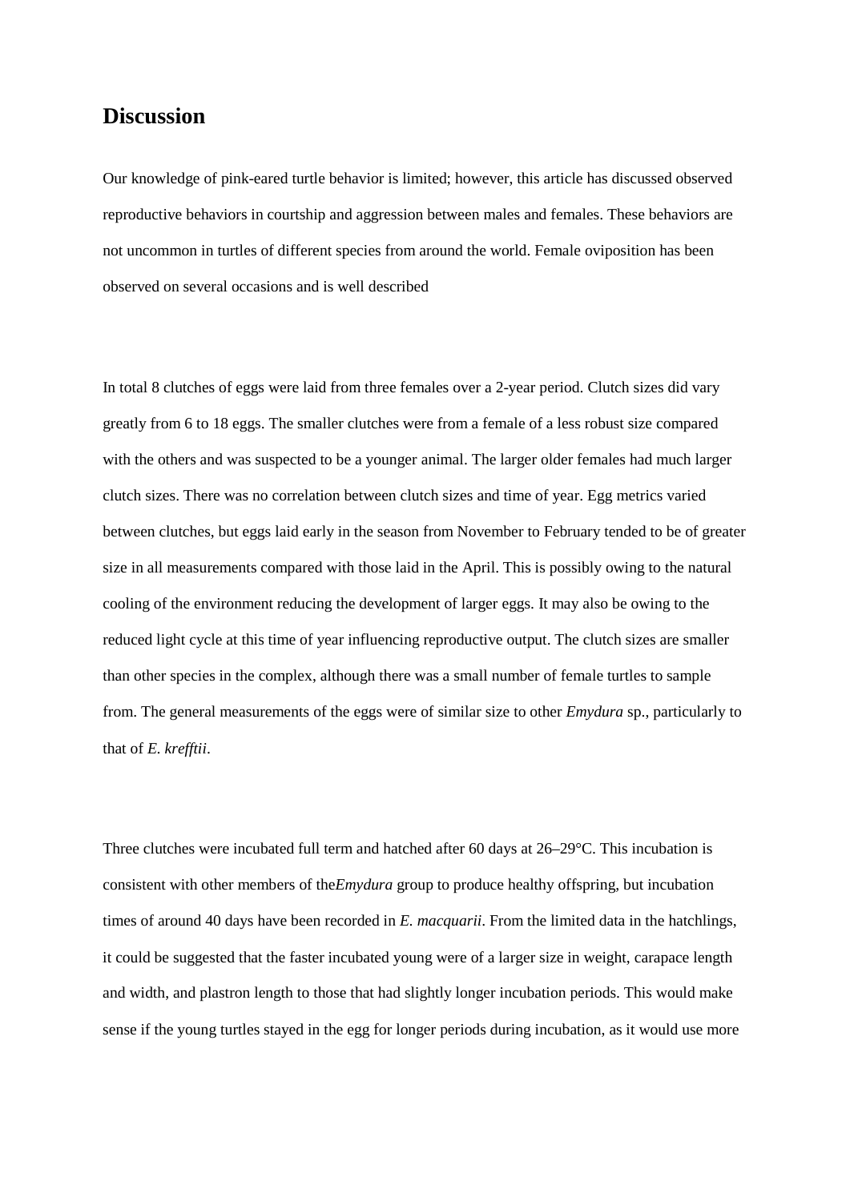## Discussion

Our knowledge of pink-eared turtle behavior is limited; however, this article has discussed observed reproductive behaviors in courtship and aggression between males and females. These behaviors are not uncommon in turtles of different species from around the world. Female oviposition has been observed on several occasions and is well described

In total 8 clutches of eggs were laid from three females over a 2-year period. Clutch sizes did vary greatly from 6 to 18 eggs. The smaller clutches were from a female of a less robust size compared with the others and was suspected to be a younger animal. The larger older females had much larger clutch sizes. There was no correlation between clutch sizes and time of year. Egg metrics varied between clutches, but eggs laid early in the season from November to February tended to be of greater size in all measurements compared with those laid in the April. This is possibly owing to the natural cooling of the environment reducing the development of larger eggs. It may also be owing to the reduced light cycle at this time of year influencing reproductive output. The clutch sizes are smaller than other species in the complex, although there was a small number of female turtles to sample from. The general measurements of the eggs were of similar size to other *Emydura* sp., particularly to that of *E. krefftii*.

Three clutches were incubated full term and hatched after 60 days at 26–29°C. This incubation is consistent with other members of the*Emydura* group to produce healthy offspring, but incubation times of around 40 days have been recorded in *E. macquarii*. From the limited data in the hatchlings, it could be suggested that the faster incubated young were of a larger size in weight, carapace length and width, and plastron length to those that had slightly longer incubation periods. This would make sense if the young turtles stayed in the egg for longer periods during incubation, as it would use more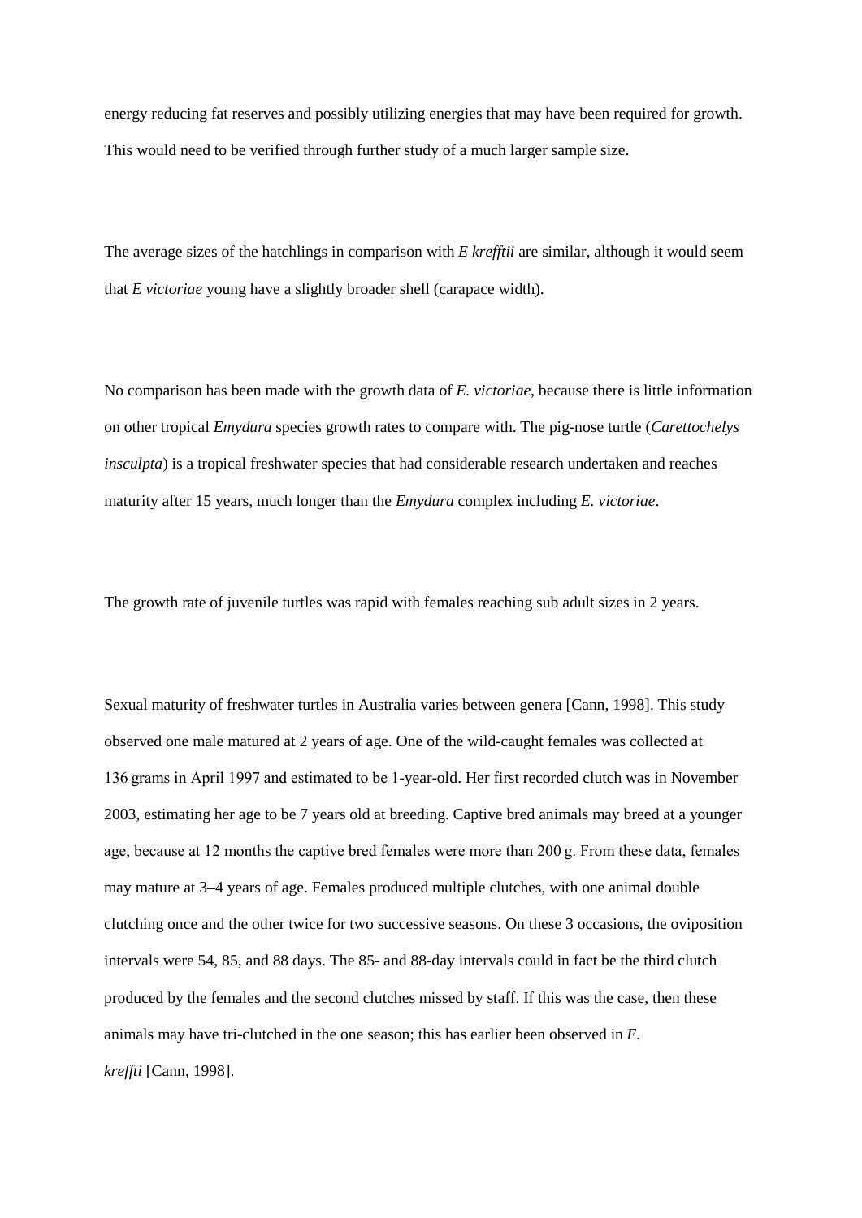energy reducing fat reserves and possibly utilizing energies that may have been required for growth. This would need to be verified through further study of a much larger sample size.

The average sizes of the hatchlings in comparison with *E krefftii* are similar, although it would seem that *E victoriae* young have a slightly broader shell (carapace width).

No comparison has been made with the growth data of *E. victoriae*, because there is little information on other tropical *Emydura* species growth rates to compare with. The pig-nose turtle (*Carettochelys insculpta*) is a tropical freshwater species that had considerable research undertaken and reaches maturity after 15 years, much longer than the *Emydura* complex including *E. victoriae*.

The growth rate of juvenile turtles was rapid with females reaching sub adult sizes in 2 years.

Sexual maturity of freshwater turtles in Australia varies between genera [Cann, 1998]. This study observed one male matured at 2 years of age. One of the wild-caught females was collected at 136 grams in April 1997 and estimated to be 1-year-old. Her first recorded clutch was in November 2003, estimating her age to be 7 years old at breeding. Captive bred animals may breed at a younger age, because at 12 months the captive bred females were more than 200 g. From these data, females may mature at 3–4 years of age. Females produced multiple clutches, with one animal double clutching once and the other twice for two successive seasons. On these 3 occasions, the oviposition intervals were 54, 85, and 88 days. The 85- and 88-day intervals could in fact be the third clutch produced by the females and the second clutches missed by staff. If this was the case, then these animals may have tri-clutched in the one season; this has earlier been observed in *E. kreffti* [Cann, 1998].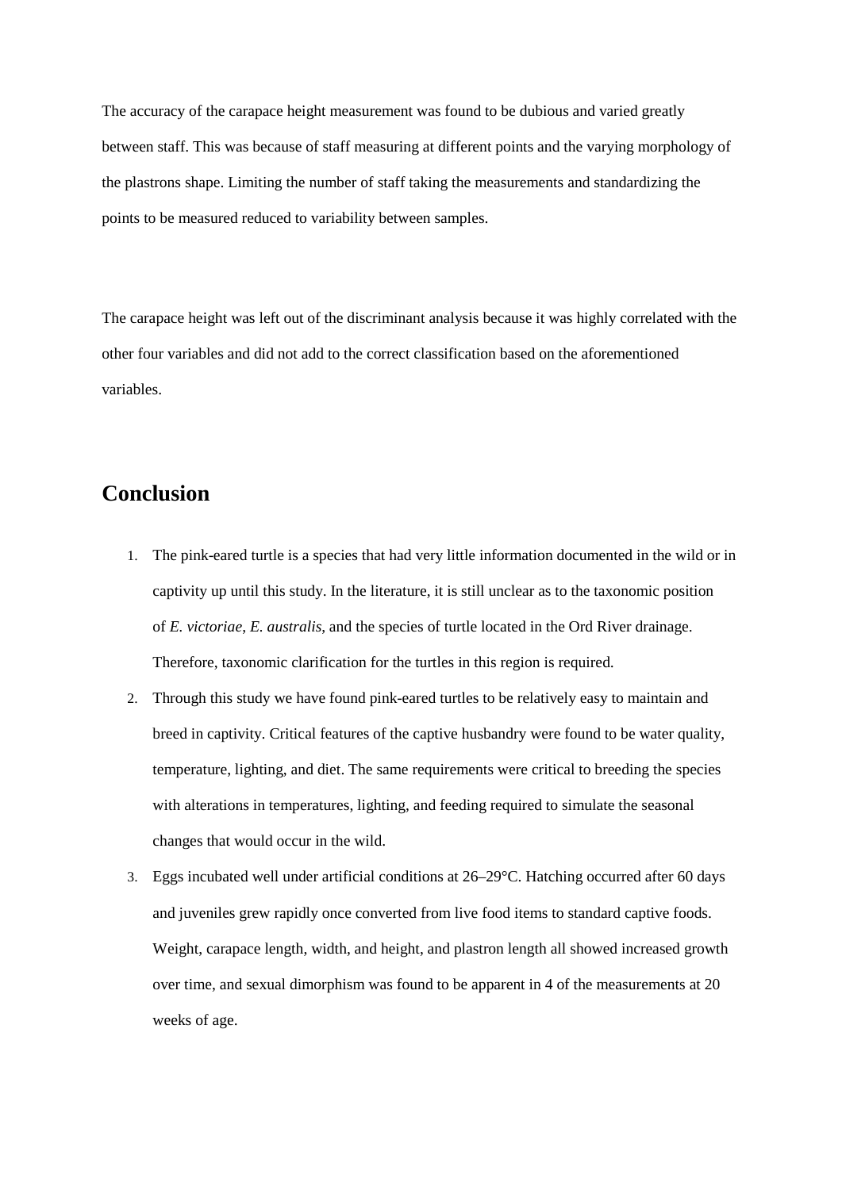The accuracy of the carapace height measurement was found to be dubious and varied greatly between staff. This was because of staff measuring at different points and the varying morphology of the plastrons shape. Limiting the number of staff taking the measurements and standardizing the points to be measured reduced to variability between samples.

The carapace height was left out of the discriminant analysis because it was highly correlated with the other four variables and did not add to the correct classification based on the aforementioned variables.

## Conclusion

1. The pink-eared turtle is a species that had very little information documented in the wild or in captivity up until this study. In the literature, it is still unclear as to the taxonomic position of *E. victoriae*, *E. australis*, and the species of turtle located in the Ord River drainage. Therefore, taxonomic clarification for the turtles in this region is required.
2. Through this study we have found pink-eared turtles to be relatively easy to maintain and breed in captivity. Critical features of the captive husbandry were found to be water quality, temperature, lighting, and diet. The same requirements were critical to breeding the species with alterations in temperatures, lighting, and feeding required to simulate the seasonal changes that would occur in the wild.
3. Eggs incubated well under artificial conditions at 26–29°C. Hatching occurred after 60 days and juveniles grew rapidly once converted from live food items to standard captive foods. Weight, carapace length, width, and height, and plastron length all showed increased growth over time, and sexual dimorphism was found to be apparent in 4 of the measurements at 20 weeks of age.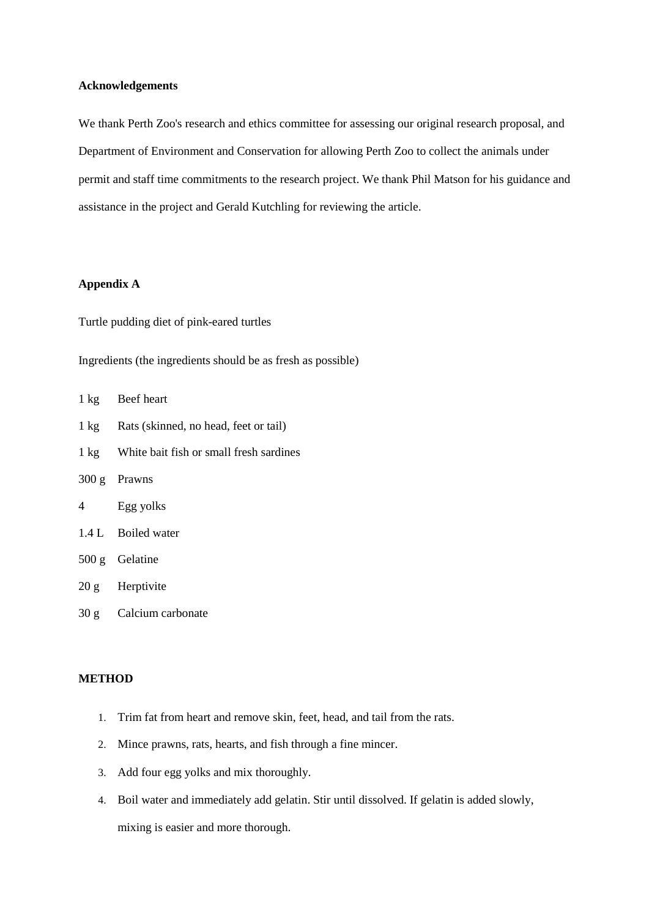**Acknowledgements**

We thank Perth Zoo's research and ethics committee for assessing our original research proposal, and Department of Environment and Conservation for allowing Perth Zoo to collect the animals under permit and staff time commitments to the research project. We thank Phil Matson for his guidance and assistance in the project and Gerald Kutchling for reviewing the article.

**Appendix A**

Turtle pudding diet of pink-eared turtles

Ingredients (the ingredients should be as fresh as possible)

| | |
|---|---|
| 1 kg | Beef heart |
| 1 kg | Rats (skinned, no head, feet or tail) |
| 1 kg | White bait fish or small fresh sardines |
| 300 g | Prawns |
| 4 | Egg yolks |
| 1.4 L | Boiled water |
| 500 g | Gelatine |
| 20 g | Herptivite |
| 30 g | Calcium carbonate |

**METHOD**

1. Trim fat from heart and remove skin, feet, head, and tail from the rats.
2. Mince prawns, rats, hearts, and fish through a fine mincer.
3. Add four egg yolks and mix thoroughly.
4. Boil water and immediately add gelatin. Stir until dissolved. If gelatin is added slowly, mixing is easier and more thorough.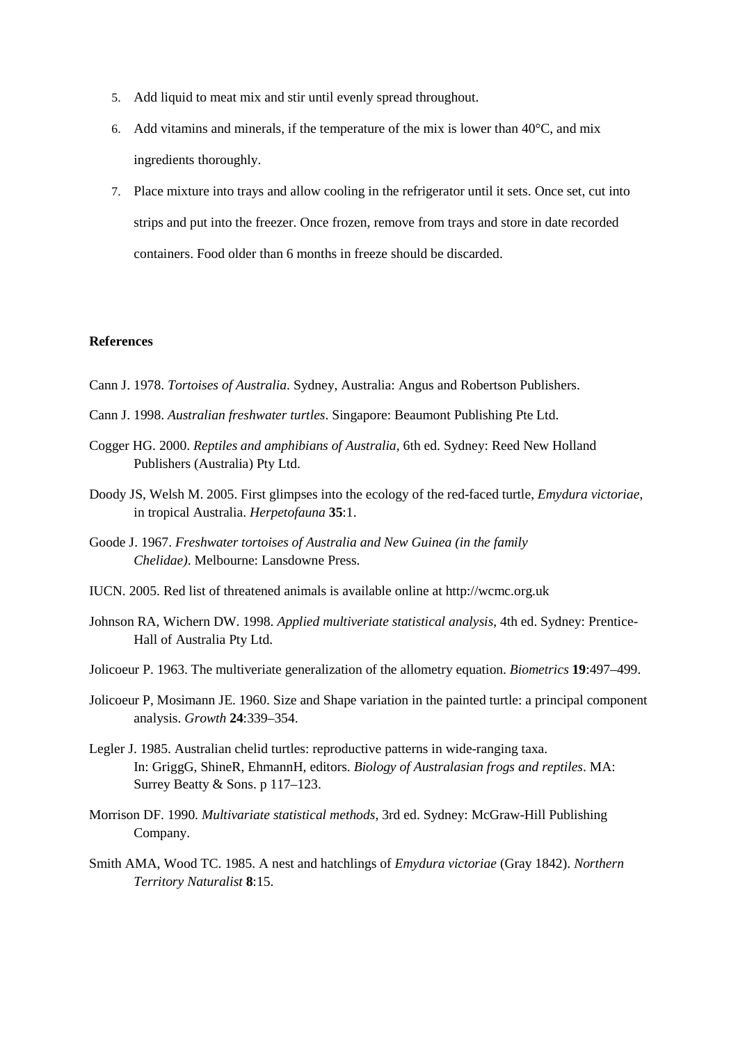5. Add liquid to meat mix and stir until evenly spread throughout.
6. Add vitamins and minerals, if the temperature of the mix is lower than 40°C, and mix ingredients thoroughly.
7. Place mixture into trays and allow cooling in the refrigerator until it sets. Once set, cut into strips and put into the freezer. Once frozen, remove from trays and store in date recorded containers. Food older than 6 months in freeze should be discarded.

**References**

Cann J. 1978. *Tortoises of Australia*. Sydney, Australia: Angus and Robertson Publishers.

Cann J. 1998. *Australian freshwater turtles*. Singapore: Beaumont Publishing Pte Ltd.

Cogger HG. 2000. *Reptiles and amphibians of Australia*, 6th ed. Sydney: Reed New Holland Publishers (Australia) Pty Ltd.

Doody JS, Welsh M. 2005. First glimpses into the ecology of the red-faced turtle, *Emydura victoriae*, in tropical Australia. *Herpetofauna* **35**:1.

Goode J. 1967. *Freshwater tortoises of Australia and New Guinea (in the family Chelidae)*. Melbourne: Lansdowne Press.

IUCN. 2005. Red list of threatened animals is available online at http://wcmc.org.uk

Johnson RA, Wichern DW. 1998. *Applied multiveriate statistical analysis*, 4th ed. Sydney: Prentice-Hall of Australia Pty Ltd.

Jolicoeur P. 1963. The multiveriate generalization of the allometry equation. *Biometrics* **19**:497–499.

Jolicoeur P, Mosimann JE. 1960. Size and Shape variation in the painted turtle: a principal component analysis. *Growth* **24**:339–354.

Legler J. 1985. Australian chelid turtles: reproductive patterns in wide-ranging taxa. In: GriggG, ShineR, EhmannH, editors. *Biology of Australasian frogs and reptiles*. MA: Surrey Beatty & Sons. p 117–123.

Morrison DF. 1990. *Multivariate statistical methods*, 3rd ed. Sydney: McGraw-Hill Publishing Company.

Smith AMA, Wood TC. 1985. A nest and hatchlings of *Emydura victoriae* (Gray 1842). *Northern Territory Naturalist* **8**:15.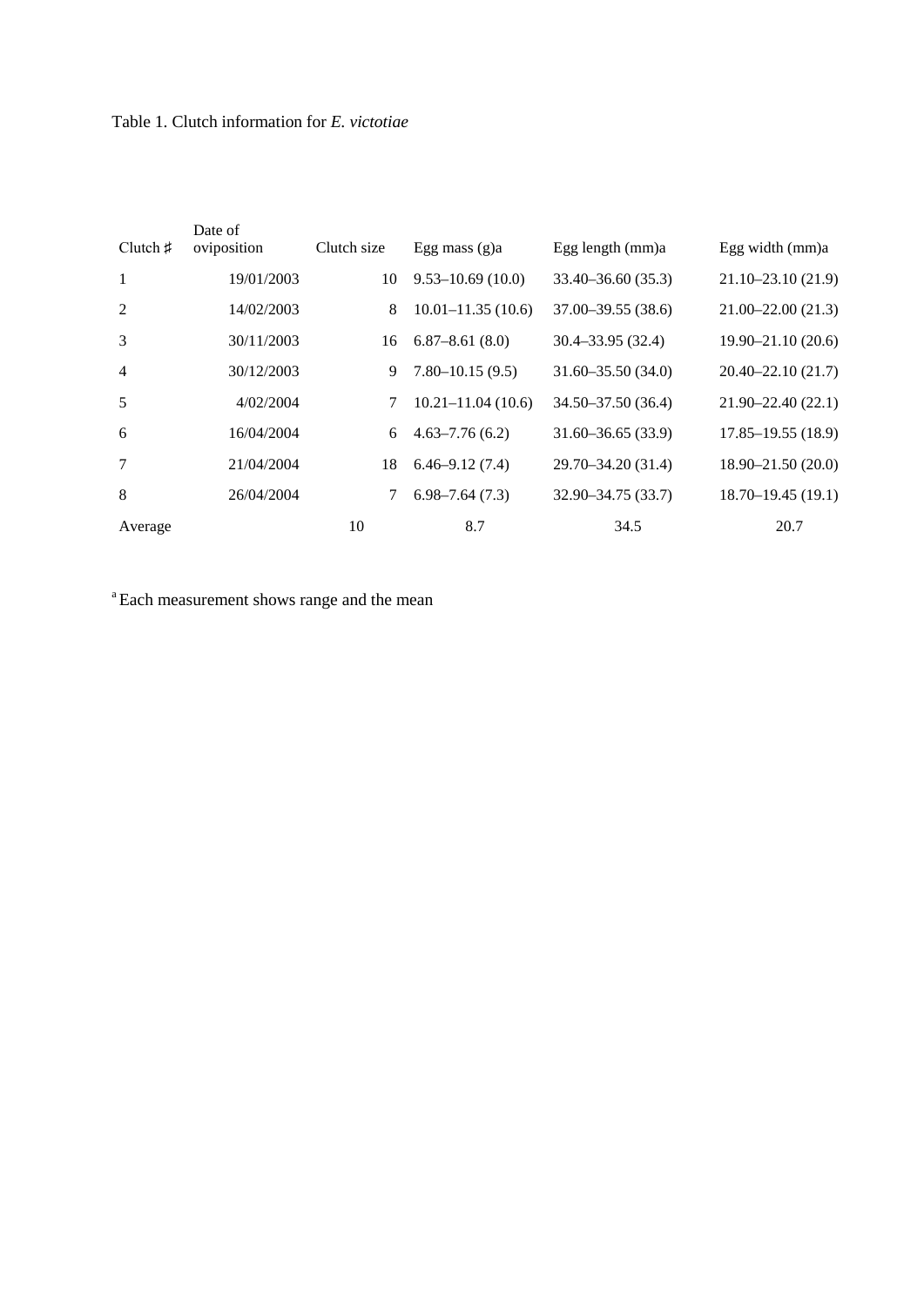Table 1. Clutch information for *E. victotiae*

| Clutch ♯ | Date of oviposition | Clutch size | Egg mass (g)a | Egg length (mm)a | Egg width (mm)a |
|---|---|---|---|---|---|
| 1 | 19/01/2003 | 10 | 9.53–10.69 (10.0) | 33.40–36.60 (35.3) | 21.10–23.10 (21.9) |
| 2 | 14/02/2003 | 8 | 10.01–11.35 (10.6) | 37.00–39.55 (38.6) | 21.00–22.00 (21.3) |
| 3 | 30/11/2003 | 16 | 6.87–8.61 (8.0) | 30.4–33.95 (32.4) | 19.90–21.10 (20.6) |
| 4 | 30/12/2003 | 9 | 7.80–10.15 (9.5) | 31.60–35.50 (34.0) | 20.40–22.10 (21.7) |
| 5 | 4/02/2004 | 7 | 10.21–11.04 (10.6) | 34.50–37.50 (36.4) | 21.90–22.40 (22.1) |
| 6 | 16/04/2004 | 6 | 4.63–7.76 (6.2) | 31.60–36.65 (33.9) | 17.85–19.55 (18.9) |
| 7 | 21/04/2004 | 18 | 6.46–9.12 (7.4) | 29.70–34.20 (31.4) | 18.90–21.50 (20.0) |
| 8 | 26/04/2004 | 7 | 6.98–7.64 (7.3) | 32.90–34.75 (33.7) | 18.70–19.45 (19.1) |
| Average | | 10 | 8.7 | 34.5 | 20.7 |

[a] Each measurement shows range and the mean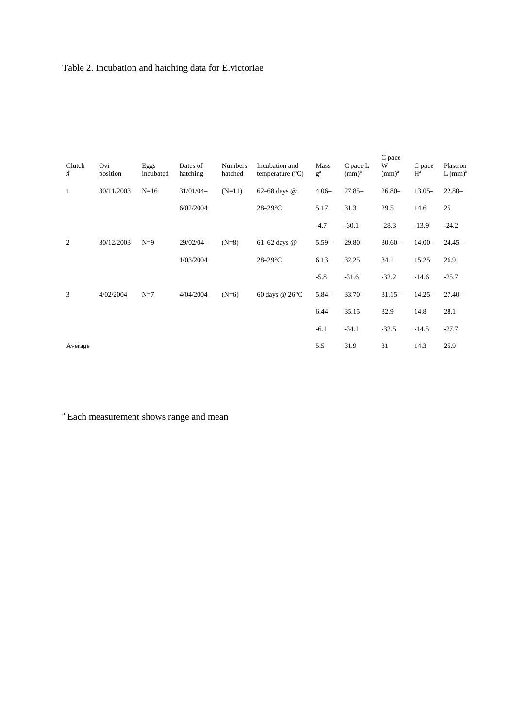Table 2. Incubation and hatching data for E.victoriae

| Clutch ♯ | Ovi position | Eggs incubated | Dates of hatching | Numbers hatched | Incubation and temperature (°C) | Mass g[a] | C pace L (mm)[a] | C pace W (mm)[a] | C pace H[a] | Plastron L (mm)[a] |
|---|---|---|---|---|---|---|---|---|---|---|
| 1 | 30/11/2003 | N=16 | 31/01/04– | (N=11) | 62–68 days @ | 4.06– | 27.85– | 26.80– | 13.05– | 22.80– |
| | | | 6/02/2004 | | 28–29°C | 5.17 | 31.3 | 29.5 | 14.6 | 25 |
| | | | | | | -4.7 | -30.1 | -28.3 | -13.9 | -24.2 |
| 2 | 30/12/2003 | N=9 | 29/02/04– | (N=8) | 61–62 days @ | 5.59– | 29.80– | 30.60– | 14.00– | 24.45– |
| | | | 1/03/2004 | | 28–29°C | 6.13 | 32.25 | 34.1 | 15.25 | 26.9 |
| | | | | | | -5.8 | -31.6 | -32.2 | -14.6 | -25.7 |
| 3 | 4/02/2004 | N=7 | 4/04/2004 | (N=6) | 60 days @ 26°C | 5.84– | 33.70– | 31.15– | 14.25– | 27.40– |
| | | | | | | 6.44 | 35.15 | 32.9 | 14.8 | 28.1 |
| | | | | | | -6.1 | -34.1 | -32.5 | -14.5 | -27.7 |
| Average | | | | | | 5.5 | 31.9 | 31 | 14.3 | 25.9 |

[a] Each measurement shows range and mean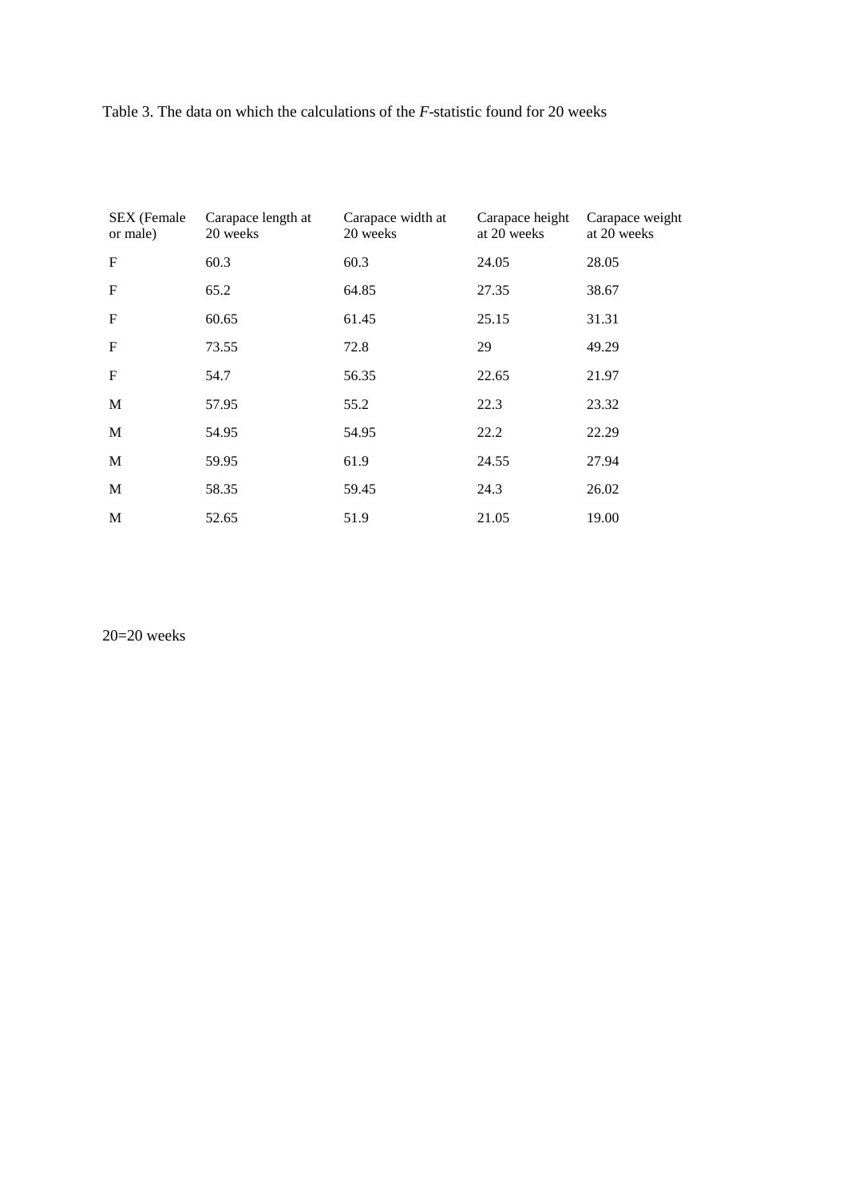Table 3. The data on which the calculations of the *F*-statistic found for 20 weeks

| SEX (Female or male) | Carapace length at 20 weeks | Carapace width at 20 weeks | Carapace height at 20 weeks | Carapace weight at 20 weeks |
|---|---|---|---|---|
| F | 60.3 | 60.3 | 24.05 | 28.05 |
| F | 65.2 | 64.85 | 27.35 | 38.67 |
| F | 60.65 | 61.45 | 25.15 | 31.31 |
| F | 73.55 | 72.8 | 29 | 49.29 |
| F | 54.7 | 56.35 | 22.65 | 21.97 |
| M | 57.95 | 55.2 | 22.3 | 23.32 |
| M | 54.95 | 54.95 | 22.2 | 22.29 |
| M | 59.95 | 61.9 | 24.55 | 27.94 |
| M | 58.35 | 59.45 | 24.3 | 26.02 |
| M | 52.65 | 51.9 | 21.05 | 19.00 |

20=20 weeks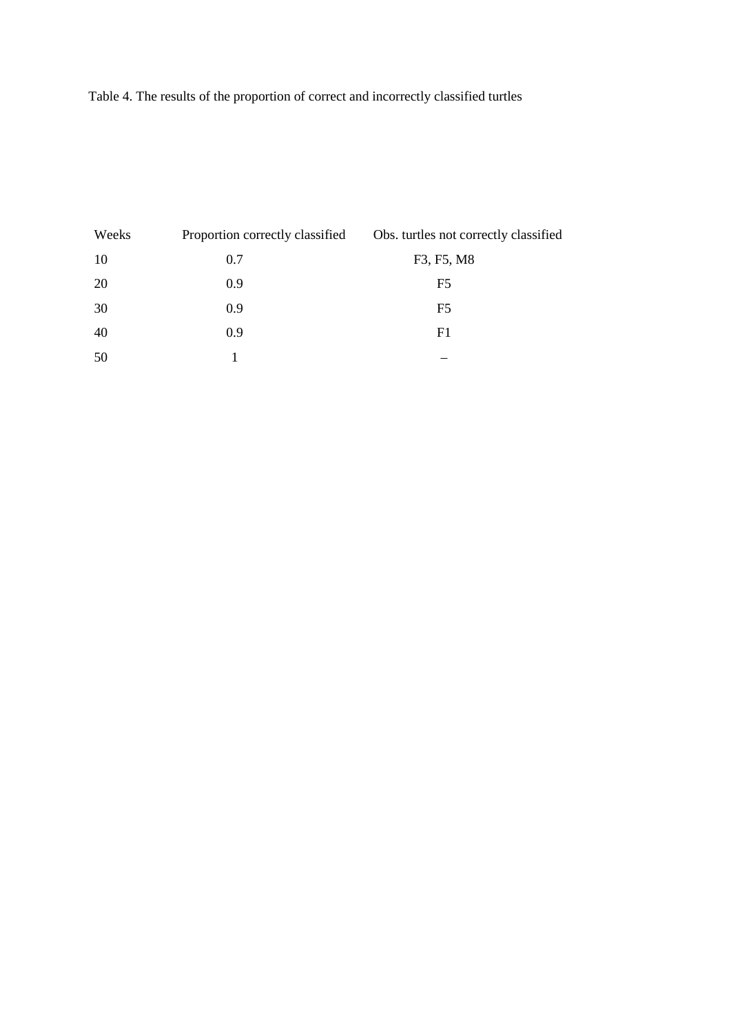Table 4. The results of the proportion of correct and incorrectly classified turtles

| Weeks | Proportion correctly classified | Obs. turtles not correctly classified |
|---|---|---|
| 10 | 0.7 | F3, F5, M8 |
| 20 | 0.9 | F5 |
| 30 | 0.9 | F5 |
| 40 | 0.9 | F1 |
| 50 | 1 | – |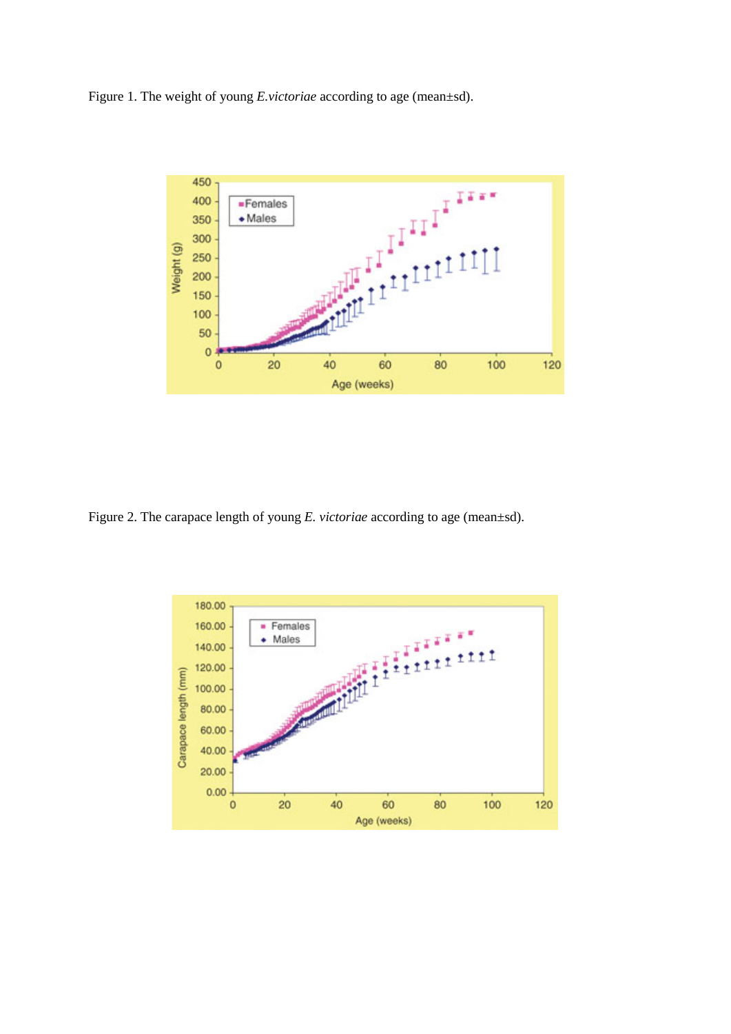Figure 1. The weight of young *E.victoriae* according to age (mean±sd).

Figure 2. The carapace length of young *E. victoriae* according to age (mean±sd).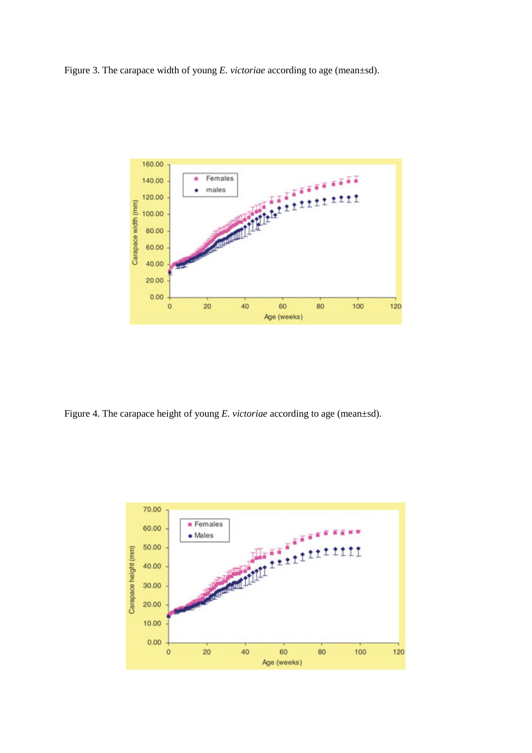Figure 3. The carapace width of young *E. victoriae* according to age (mean±sd).

Figure 4. The carapace height of young *E. victoriae* according to age (mean±sd).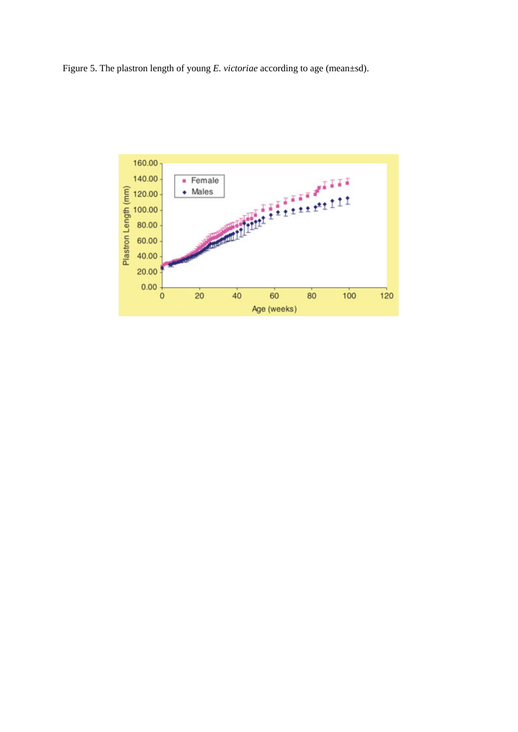Figure 5. The plastron length of young *E. victoriae* according to age (mean±sd).

Plastron Length (mm)

160.00
140.00
120.00
100.00
80.00
60.00
40.00
20.00
0.00

0
20
40
60
80
100
120

Age (weeks)

Female
Males